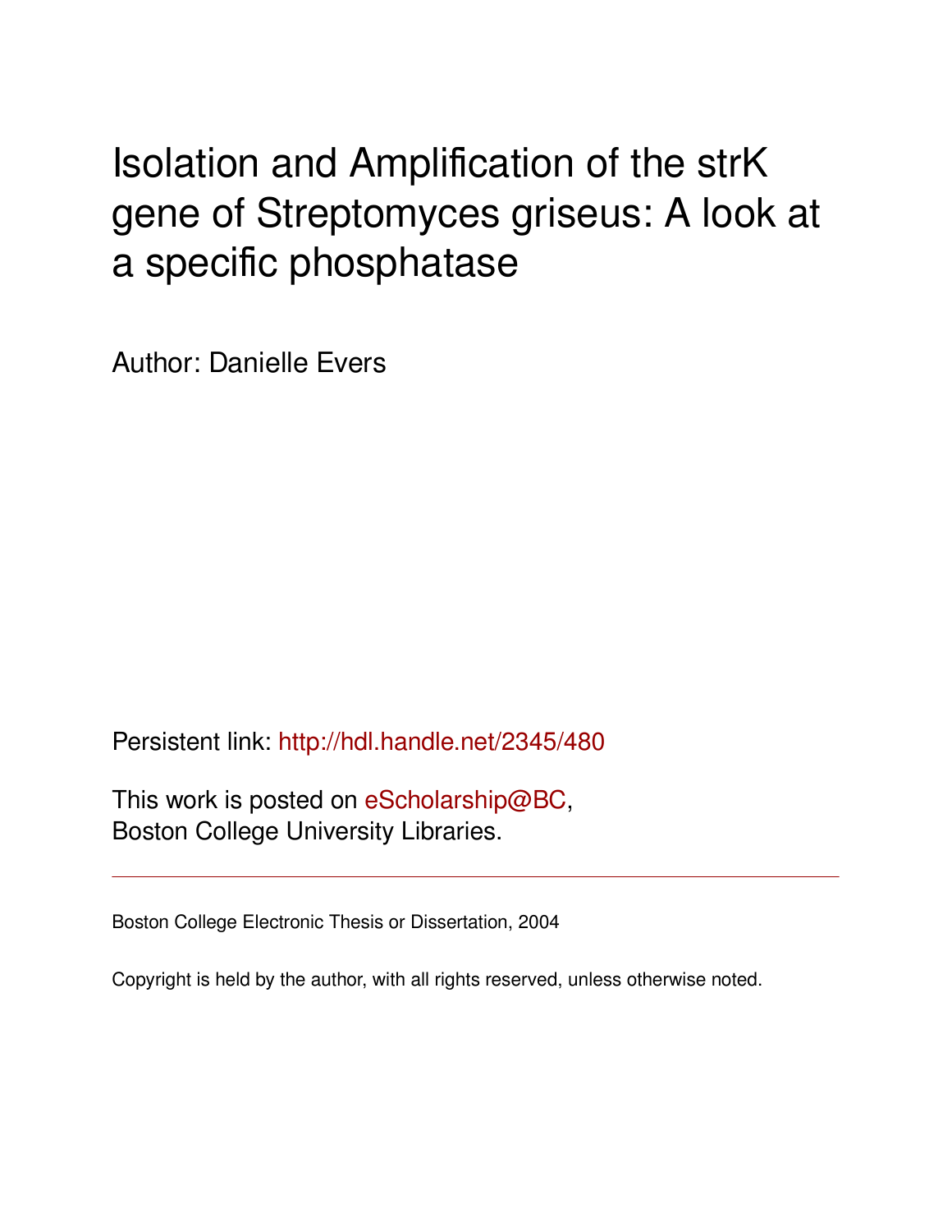# Isolation and Amplification of the strK gene of Streptomyces griseus: A look at a specific phosphatase

Author: Danielle Evers

Persistent link: http://hdl.handle.net/2345/480

This work is posted on eScholarship@BC,
Boston College University Libraries.

---

Boston College Electronic Thesis or Dissertation, 2004

Copyright is held by the author, with all rights reserved, unless otherwise noted.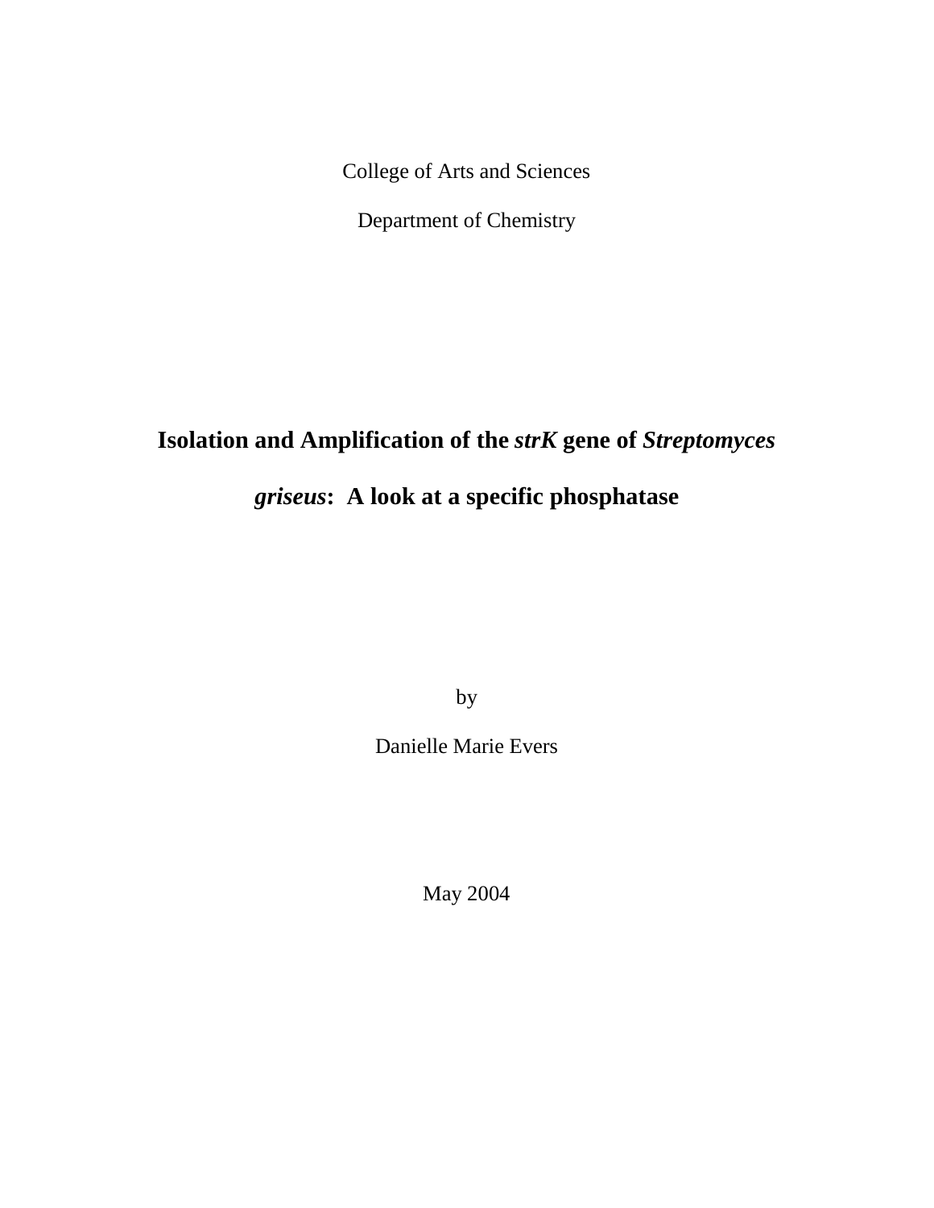College of Arts and Sciences

Department of Chemistry

# Isolation and Amplification of the *strK* gene of *Streptomyces griseus*: A look at a specific phosphatase

by

Danielle Marie Evers

May 2004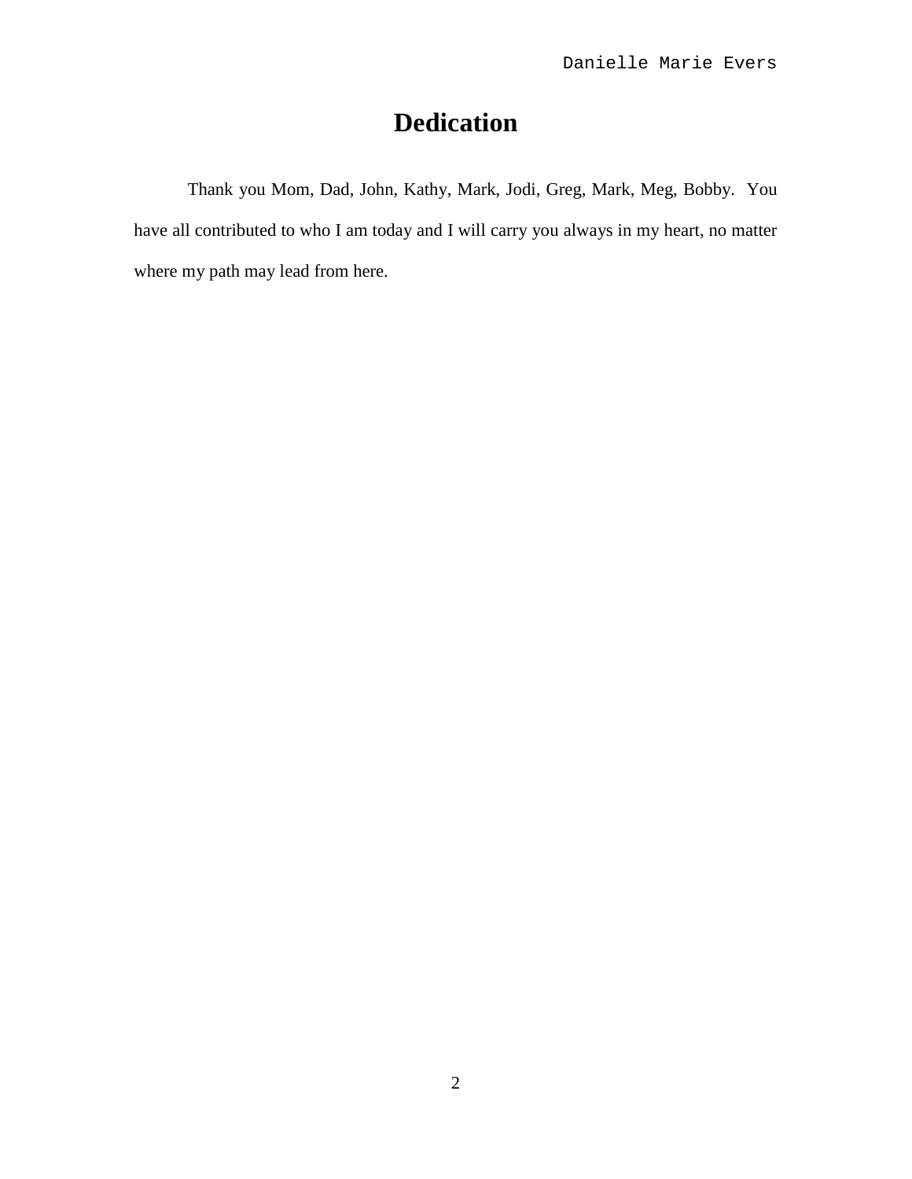# Dedication

Thank you Mom, Dad, John, Kathy, Mark, Jodi, Greg, Mark, Meg, Bobby. You have all contributed to who I am today and I will carry you always in my heart, no matter where my path may lead from here.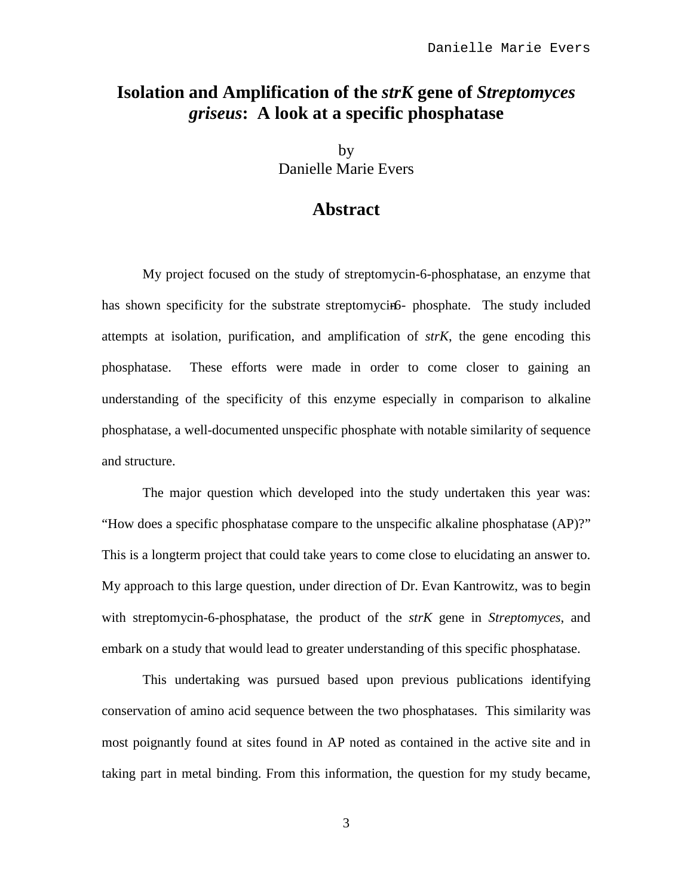# Isolation and Amplification of the *strK* gene of *Streptomyces griseus*: A look at a specific phosphatase

by
Danielle Marie Evers

## Abstract

My project focused on the study of streptomycin-6-phosphatase, an enzyme that has shown specificity for the substrate streptomycin-6- phosphate. The study included attempts at isolation, purification, and amplification of *strK*, the gene encoding this phosphatase. These efforts were made in order to come closer to gaining an understanding of the specificity of this enzyme especially in comparison to alkaline phosphatase, a well-documented unspecific phosphate with notable similarity of sequence and structure.

The major question which developed into the study undertaken this year was: "How does a specific phosphatase compare to the unspecific alkaline phosphatase (AP)?" This is a longterm project that could take years to come close to elucidating an answer to. My approach to this large question, under direction of Dr. Evan Kantrowitz, was to begin with streptomycin-6-phosphatase, the product of the *strK* gene in *Streptomyces*, and embark on a study that would lead to greater understanding of this specific phosphatase.

This undertaking was pursued based upon previous publications identifying conservation of amino acid sequence between the two phosphatases. This similarity was most poignantly found at sites found in AP noted as contained in the active site and in taking part in metal binding. From this information, the question for my study became,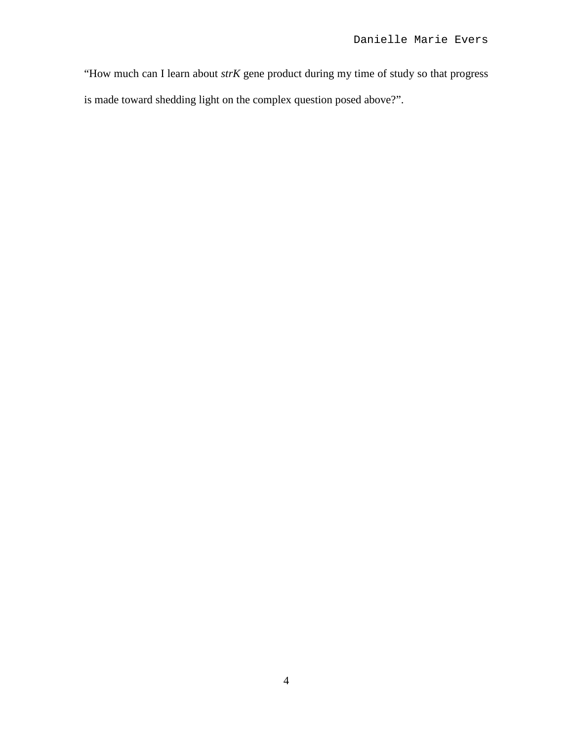"How much can I learn about *strK* gene product during my time of study so that progress is made toward shedding light on the complex question posed above?".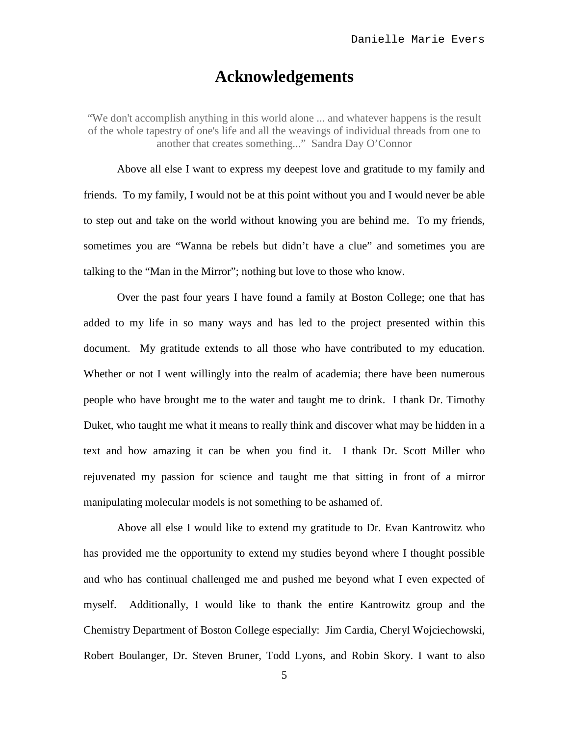# Acknowledgements

"We don't accomplish anything in this world alone ... and whatever happens is the result of the whole tapestry of one's life and all the weavings of individual threads from one to another that creates something..." Sandra Day O'Connor

Above all else I want to express my deepest love and gratitude to my family and friends. To my family, I would not be at this point without you and I would never be able to step out and take on the world without knowing you are behind me. To my friends, sometimes you are "Wanna be rebels but didn't have a clue" and sometimes you are talking to the "Man in the Mirror"; nothing but love to those who know.

Over the past four years I have found a family at Boston College; one that has added to my life in so many ways and has led to the project presented within this document. My gratitude extends to all those who have contributed to my education. Whether or not I went willingly into the realm of academia; there have been numerous people who have brought me to the water and taught me to drink. I thank Dr. Timothy Duket, who taught me what it means to really think and discover what may be hidden in a text and how amazing it can be when you find it. I thank Dr. Scott Miller who rejuvenated my passion for science and taught me that sitting in front of a mirror manipulating molecular models is not something to be ashamed of.

Above all else I would like to extend my gratitude to Dr. Evan Kantrowitz who has provided me the opportunity to extend my studies beyond where I thought possible and who has continual challenged me and pushed me beyond what I even expected of myself. Additionally, I would like to thank the entire Kantrowitz group and the Chemistry Department of Boston College especially: Jim Cardia, Cheryl Wojciechowski, Robert Boulanger, Dr. Steven Bruner, Todd Lyons, and Robin Skory. I want to also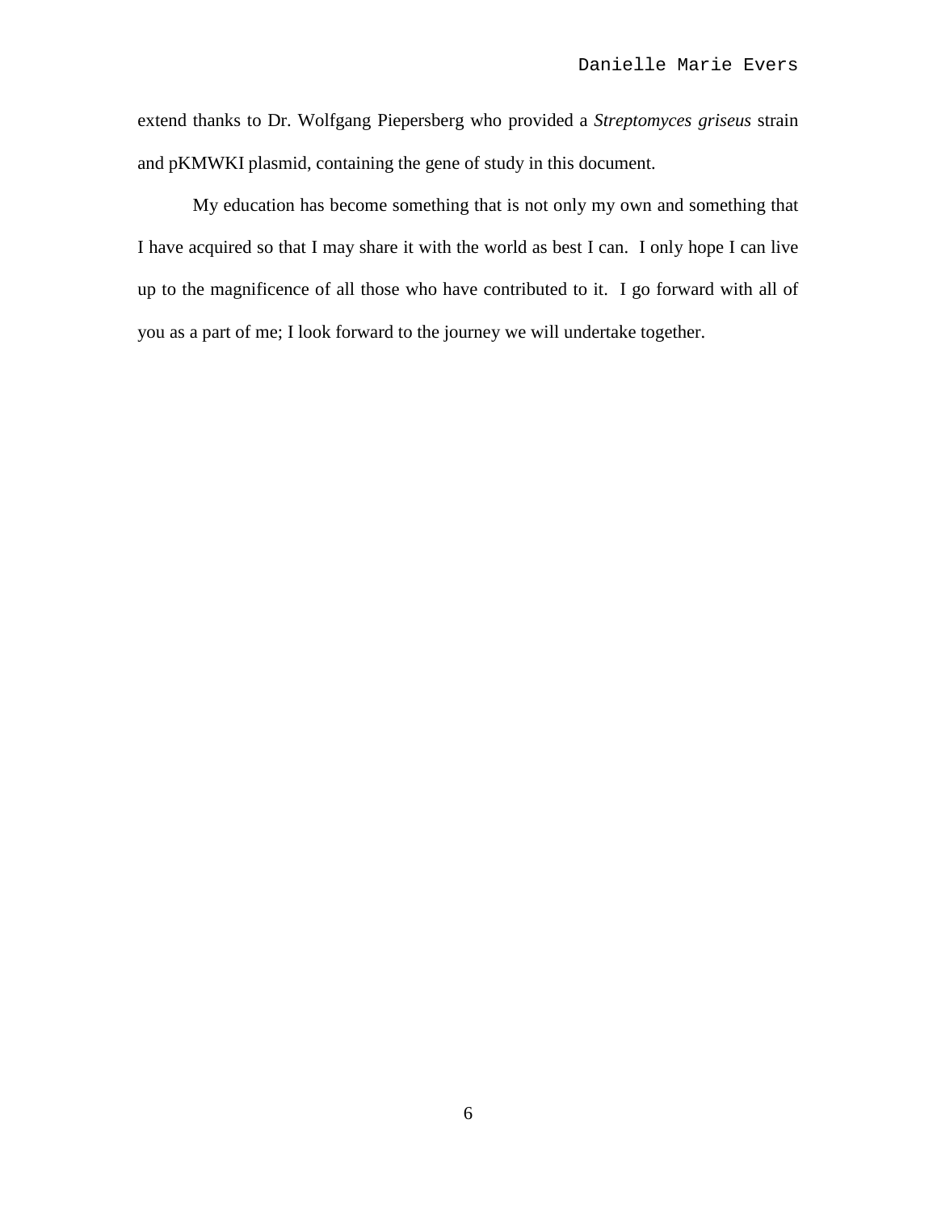extend thanks to Dr. Wolfgang Piepersberg who provided a *Streptomyces griseus* strain and pKMWKI plasmid, containing the gene of study in this document.

My education has become something that is not only my own and something that I have acquired so that I may share it with the world as best I can. I only hope I can live up to the magnificence of all those who have contributed to it. I go forward with all of you as a part of me; I look forward to the journey we will undertake together.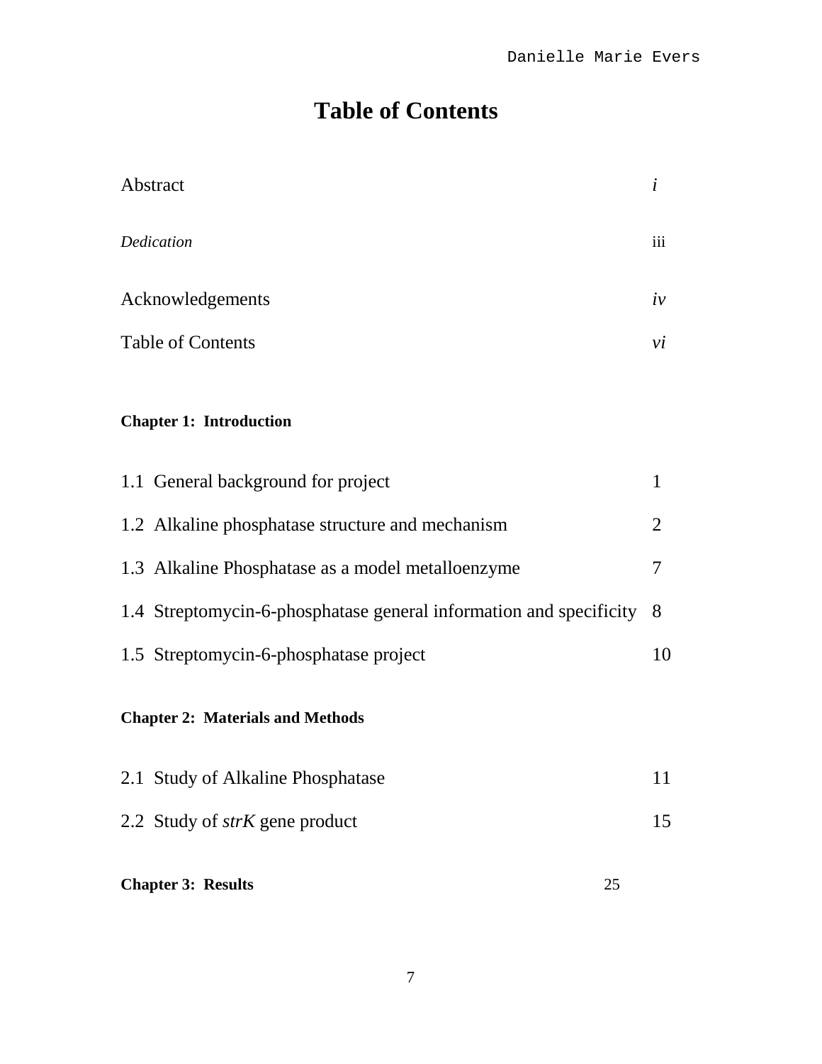# Table of Contents

| | |
|---|---|
| Abstract | *i* |
| *Dedication* | iii |
| Acknowledgements | *iv* |
| Table of Contents | *vi* |

**Chapter 1: Introduction**

| | |
|---|---|
| 1.1 General background for project | 1 |
| 1.2 Alkaline phosphatase structure and mechanism | 2 |
| 1.3 Alkaline Phosphatase as a model metalloenzyme | 7 |
| 1.4 Streptomycin-6-phosphatase general information and specificity | 8 |
| 1.5 Streptomycin-6-phosphatase project | 10 |

**Chapter 2: Materials and Methods**

| | |
|---|---|
| 2.1 Study of Alkaline Phosphatase | 11 |
| 2.2 Study of *strK* gene product | 15 |

**Chapter 3: Results** 25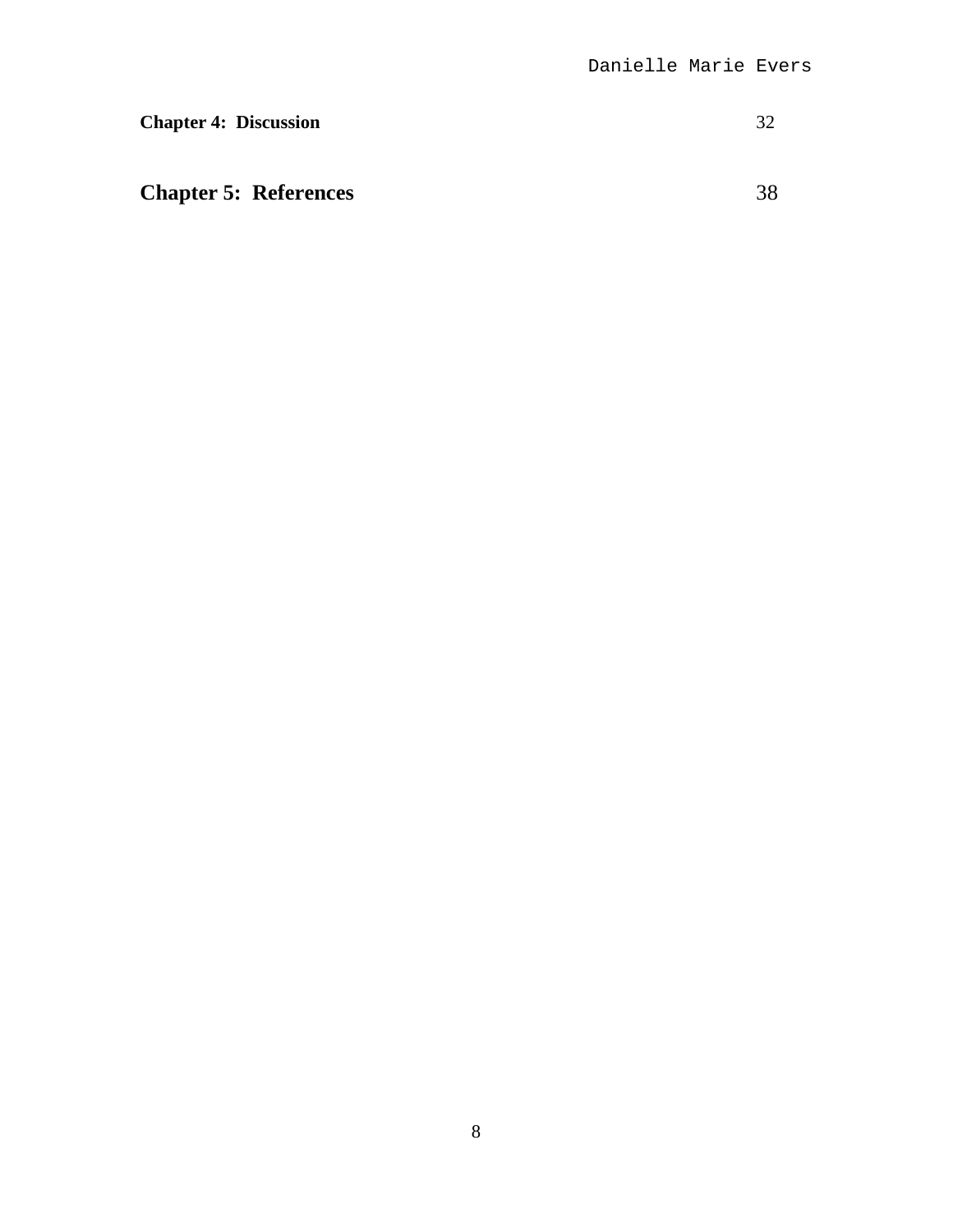**Chapter 4: Discussion** 32

**Chapter 5: References** 38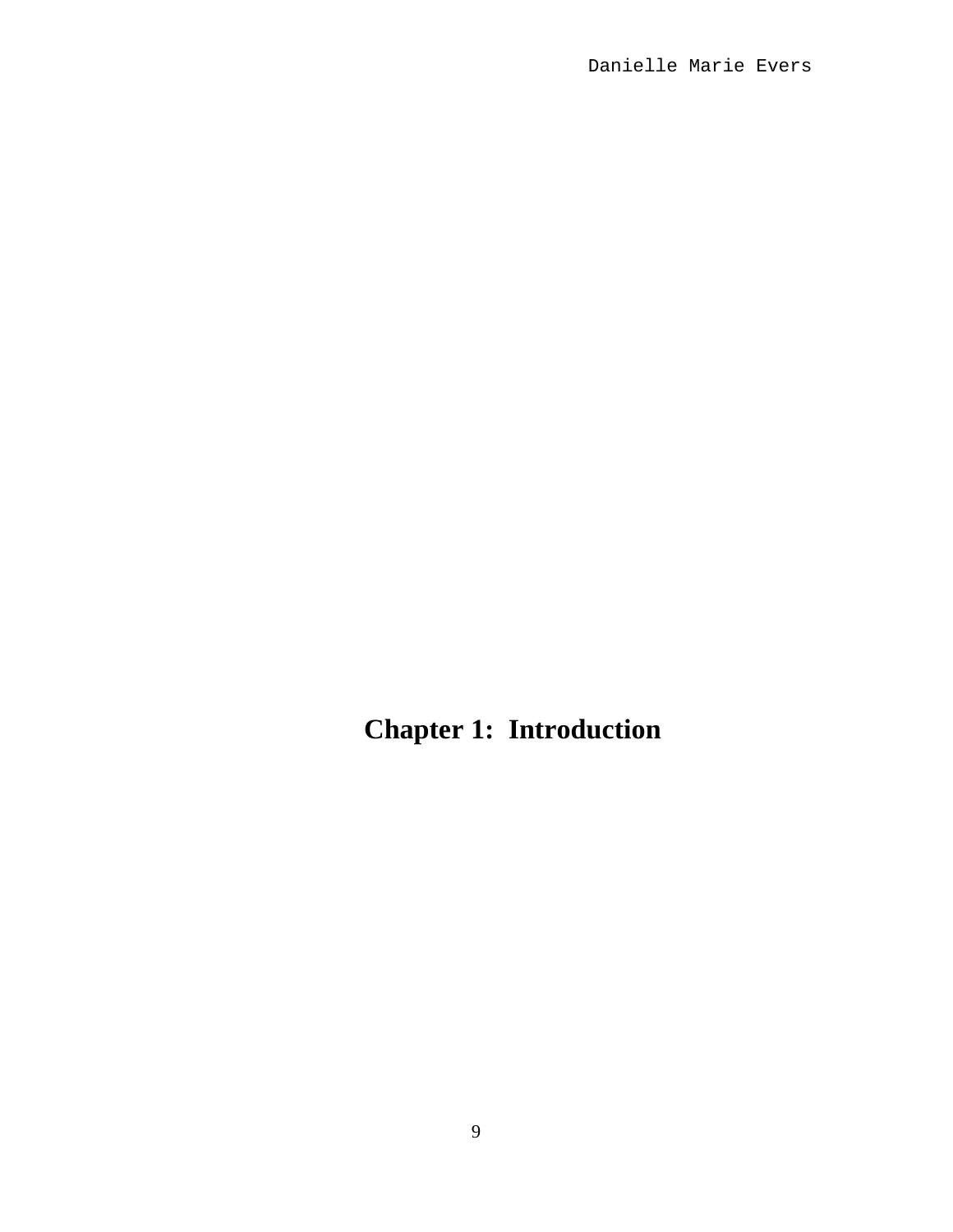# Chapter 1: Introduction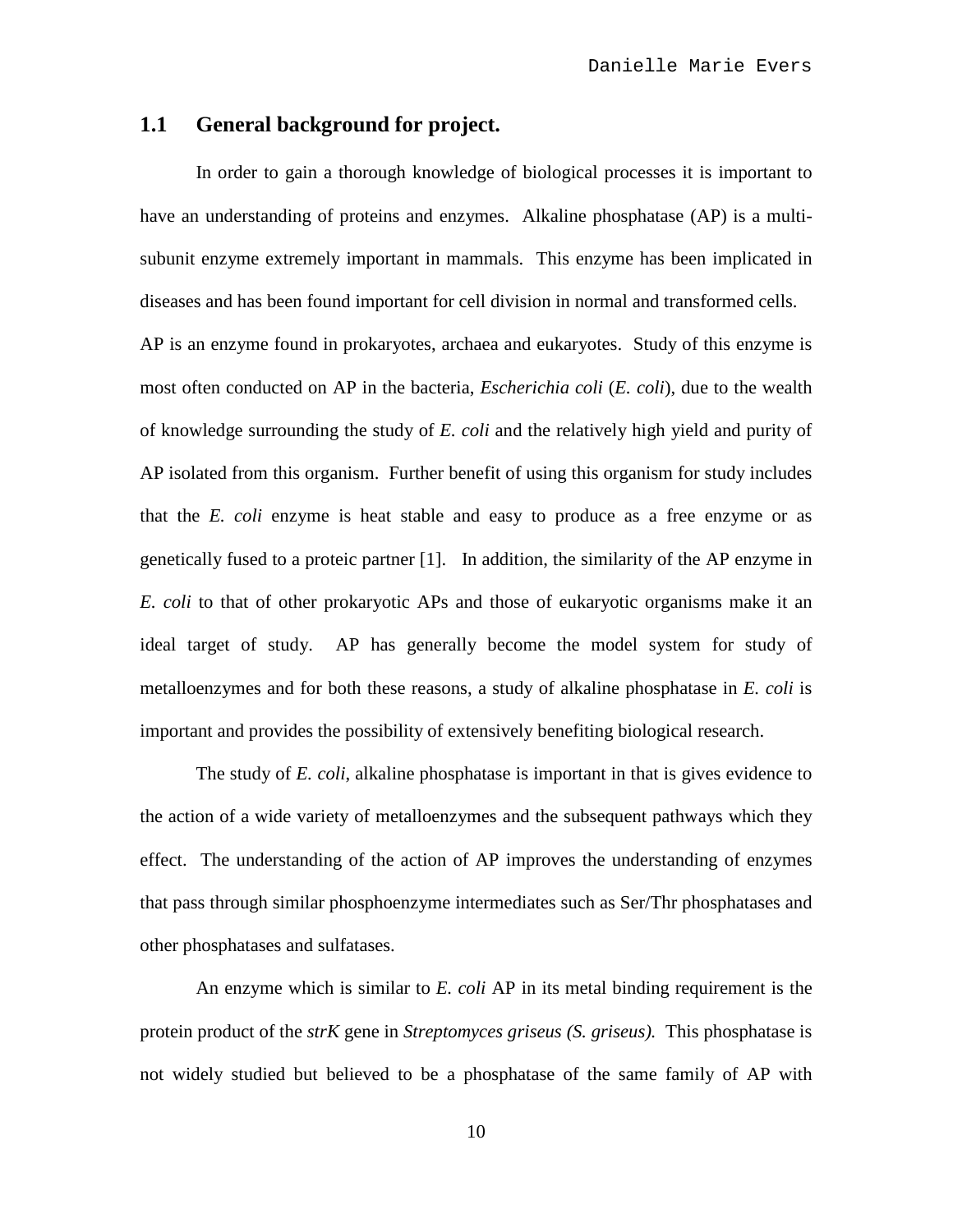## 1.1 General background for project.

In order to gain a thorough knowledge of biological processes it is important to have an understanding of proteins and enzymes. Alkaline phosphatase (AP) is a multi-subunit enzyme extremely important in mammals. This enzyme has been implicated in diseases and has been found important for cell division in normal and transformed cells. AP is an enzyme found in prokaryotes, archaea and eukaryotes. Study of this enzyme is most often conducted on AP in the bacteria, *Escherichia coli* (*E. coli*), due to the wealth of knowledge surrounding the study of *E. coli* and the relatively high yield and purity of AP isolated from this organism. Further benefit of using this organism for study includes that the *E. coli* enzyme is heat stable and easy to produce as a free enzyme or as genetically fused to a proteic partner [1]. In addition, the similarity of the AP enzyme in *E. coli* to that of other prokaryotic APs and those of eukaryotic organisms make it an ideal target of study. AP has generally become the model system for study of metalloenzymes and for both these reasons, a study of alkaline phosphatase in *E. coli* is important and provides the possibility of extensively benefiting biological research.

The study of *E. coli*, alkaline phosphatase is important in that is gives evidence to the action of a wide variety of metalloenzymes and the subsequent pathways which they effect. The understanding of the action of AP improves the understanding of enzymes that pass through similar phosphoenzyme intermediates such as Ser/Thr phosphatases and other phosphatases and sulfatases.

An enzyme which is similar to *E. coli* AP in its metal binding requirement is the protein product of the *strK* gene in *Streptomyces griseus (S. griseus).* This phosphatase is not widely studied but believed to be a phosphatase of the same family of AP with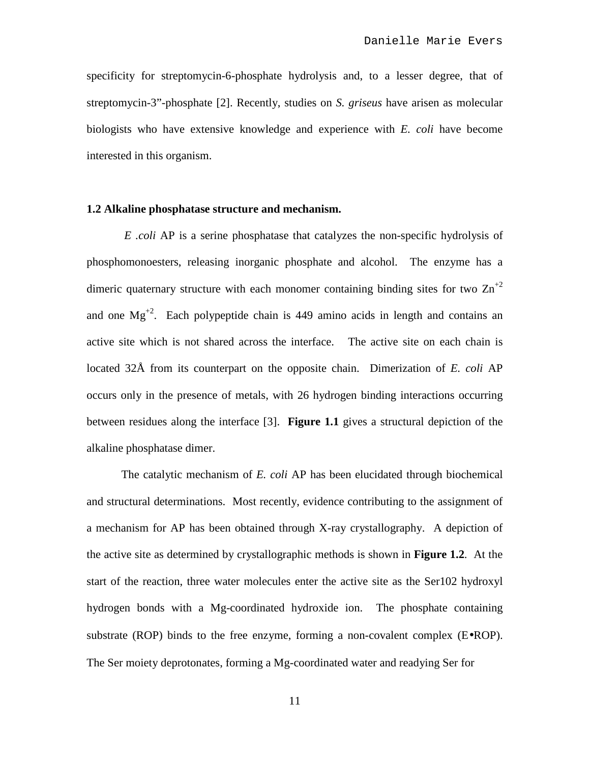specificity for streptomycin-6-phosphate hydrolysis and, to a lesser degree, that of streptomycin-3"-phosphate [2]. Recently, studies on *S. griseus* have arisen as molecular biologists who have extensive knowledge and experience with *E. coli* have become interested in this organism.

### 1.2 Alkaline phosphatase structure and mechanism.

*E .coli* AP is a serine phosphatase that catalyzes the non-specific hydrolysis of phosphomonoesters, releasing inorganic phosphate and alcohol. The enzyme has a dimeric quaternary structure with each monomer containing binding sites for two $Zn^{+2}$ and one $Mg^{+2}$. Each polypeptide chain is 449 amino acids in length and contains an active site which is not shared across the interface. The active site on each chain is located 32Å from its counterpart on the opposite chain. Dimerization of *E. coli* AP occurs only in the presence of metals, with 26 hydrogen binding interactions occurring between residues along the interface [3]. **Figure 1.1** gives a structural depiction of the alkaline phosphatase dimer.

The catalytic mechanism of *E. coli* AP has been elucidated through biochemical and structural determinations. Most recently, evidence contributing to the assignment of a mechanism for AP has been obtained through X-ray crystallography. A depiction of the active site as determined by crystallographic methods is shown in **Figure 1.2**. At the start of the reaction, three water molecules enter the active site as the Ser102 hydroxyl hydrogen bonds with a Mg-coordinated hydroxide ion. The phosphate containing substrate (ROP) binds to the free enzyme, forming a non-covalent complex (E•ROP). The Ser moiety deprotonates, forming a Mg-coordinated water and readying Ser for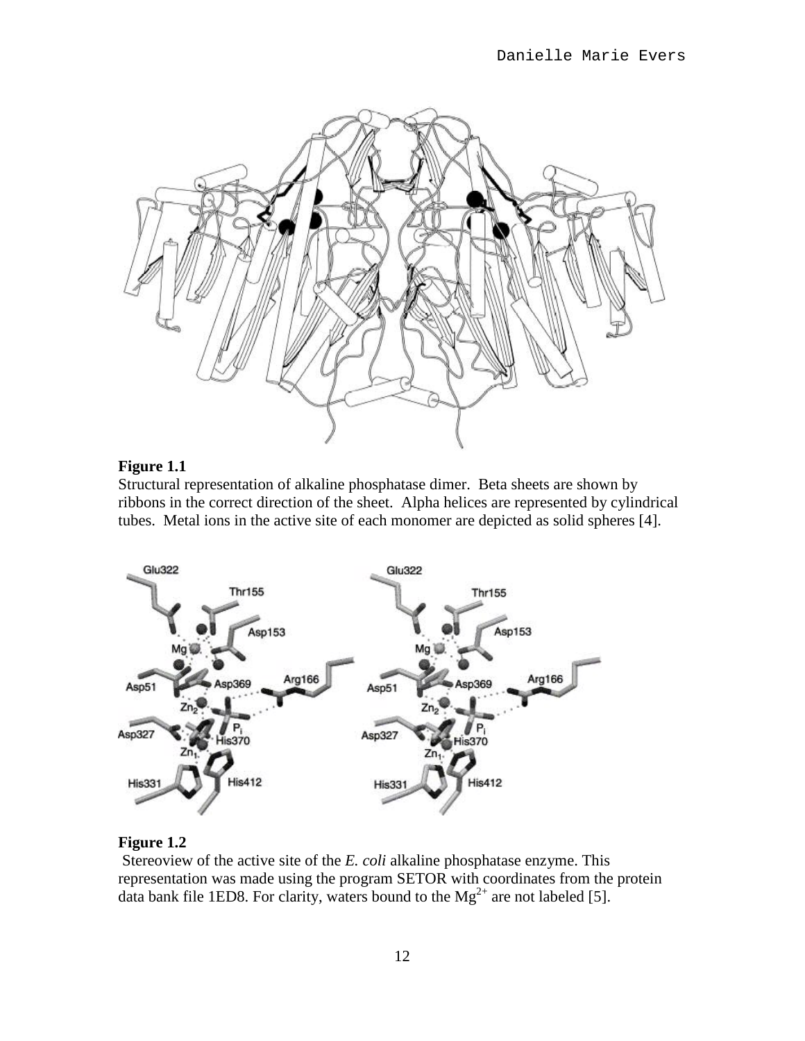**Figure 1.1**
Structural representation of alkaline phosphatase dimer. Beta sheets are shown by ribbons in the correct direction of the sheet. Alpha helices are represented by cylindrical tubes. Metal ions in the active site of each monomer are depicted as solid spheres [4].

**Figure 1.2**
Stereoview of the active site of the *E. coli* alkaline phosphatase enzyme. This representation was made using the program SETOR with coordinates from the protein data bank file 1ED8. For clarity, waters bound to the $Mg^{2+}$ are not labeled [5].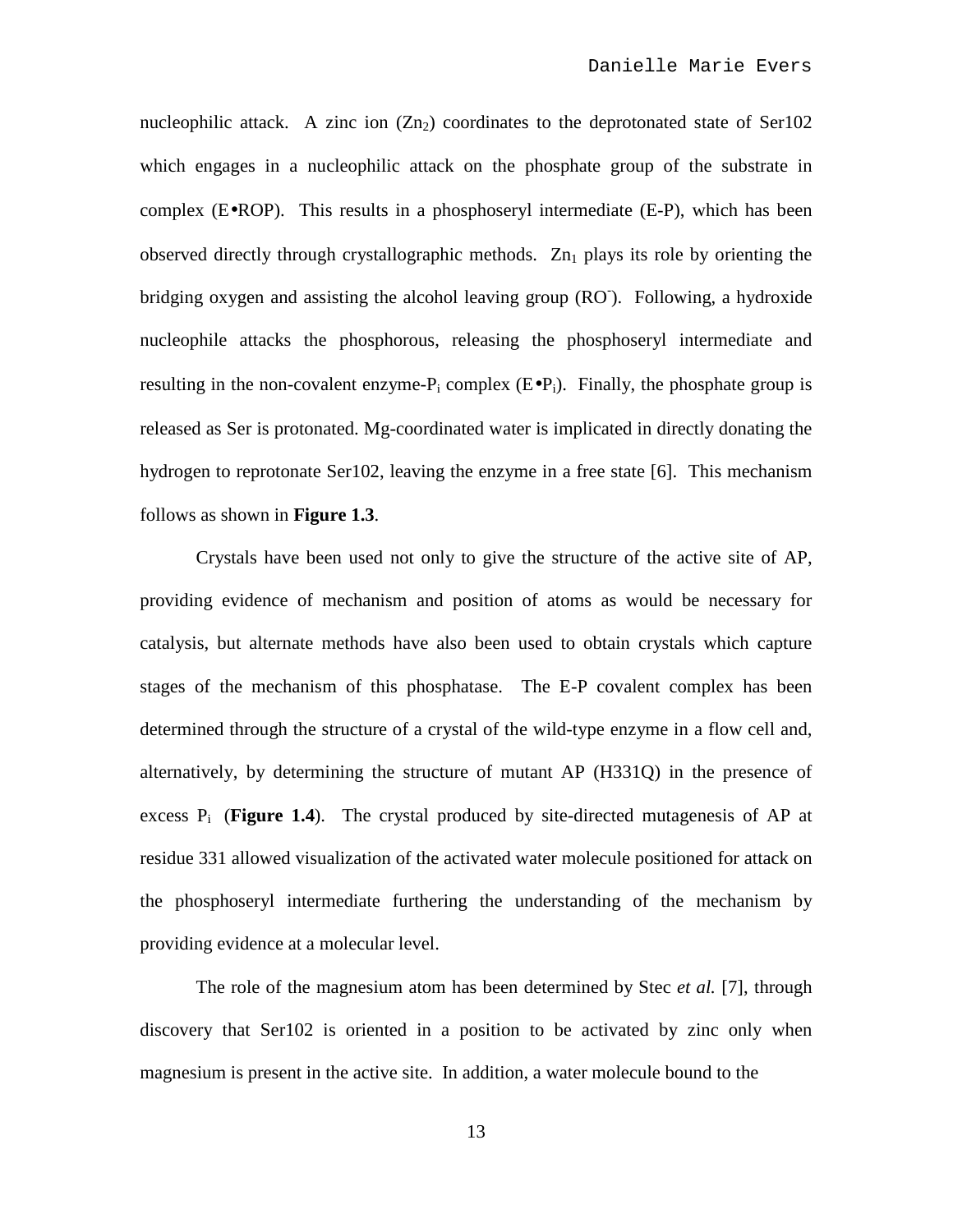nucleophilic attack. A zinc ion ($Zn_2$) coordinates to the deprotonated state of Ser102 which engages in a nucleophilic attack on the phosphate group of the substrate in complex (E•ROP). This results in a phosphoseryl intermediate (E-P), which has been observed directly through crystallographic methods. $Zn_1$ plays its role by orienting the bridging oxygen and assisting the alcohol leaving group ($RO^-$). Following, a hydroxide nucleophile attacks the phosphorous, releasing the phosphoseryl intermediate and resulting in the non-covalent enzyme-$P_i$ complex (E•$P_i$). Finally, the phosphate group is released as Ser is protonated. Mg-coordinated water is implicated in directly donating the hydrogen to reprotonate Ser102, leaving the enzyme in a free state [6]. This mechanism follows as shown in **Figure 1.3**.

Crystals have been used not only to give the structure of the active site of AP, providing evidence of mechanism and position of atoms as would be necessary for catalysis, but alternate methods have also been used to obtain crystals which capture stages of the mechanism of this phosphatase. The E-P covalent complex has been determined through the structure of a crystal of the wild-type enzyme in a flow cell and, alternatively, by determining the structure of mutant AP (H331Q) in the presence of excess $P_i$ (**Figure 1.4**). The crystal produced by site-directed mutagenesis of AP at residue 331 allowed visualization of the activated water molecule positioned for attack on the phosphoseryl intermediate furthering the understanding of the mechanism by providing evidence at a molecular level.

The role of the magnesium atom has been determined by Stec *et al.* [7], through discovery that Ser102 is oriented in a position to be activated by zinc only when magnesium is present in the active site. In addition, a water molecule bound to the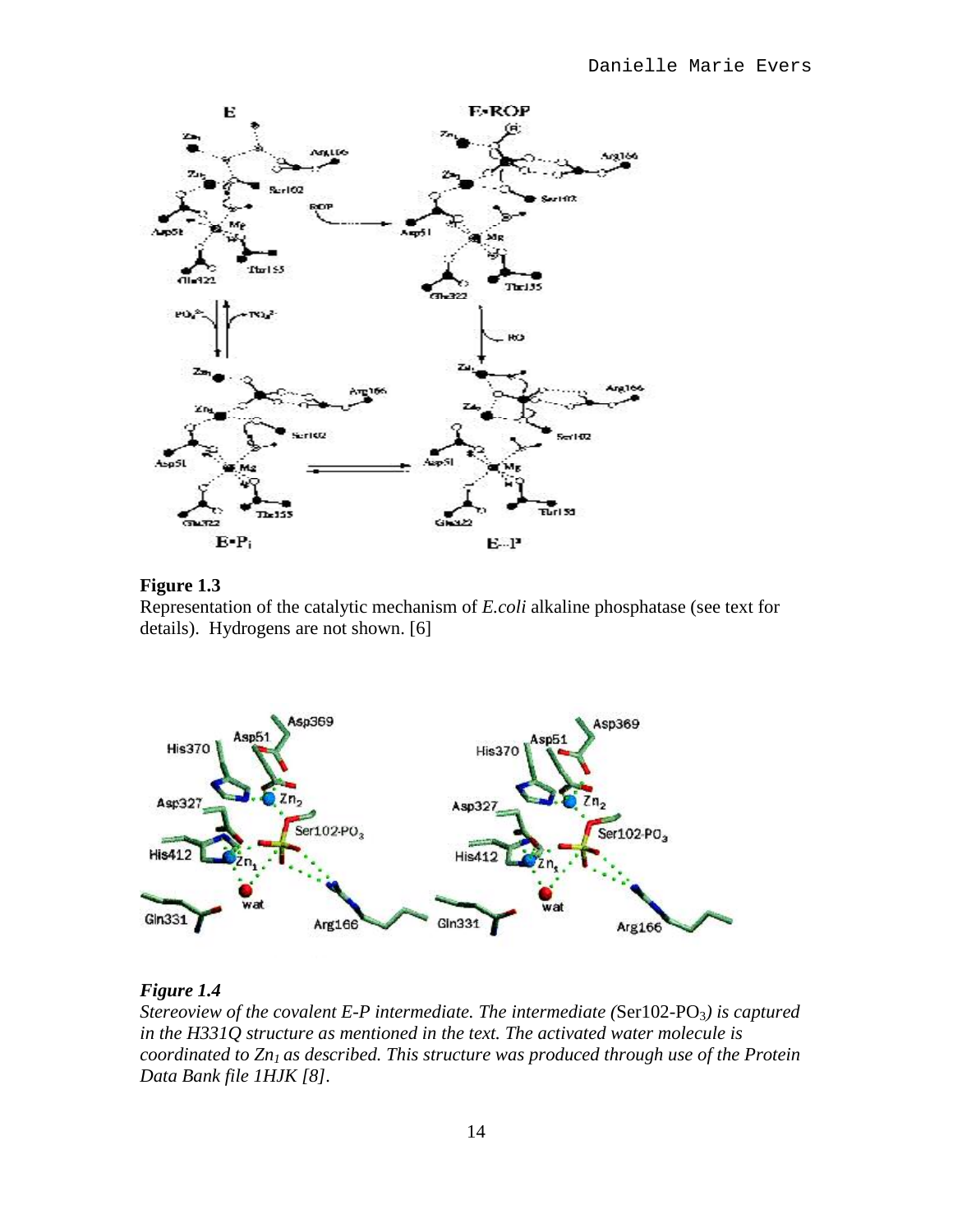**Figure 1.3**
Representation of the catalytic mechanism of *E.coli* alkaline phosphatase (see text for details). Hydrogens are not shown. [6]

***Figure 1.4***
*Stereoview of the covalent E-P intermediate. The intermediate (*Ser102-$PO_3$*) is captured in the H331Q structure as mentioned in the text. The activated water molecule is coordinated to $Zn_1$ as described. This structure was produced through use of the Protein Data Bank file 1HJK [8].*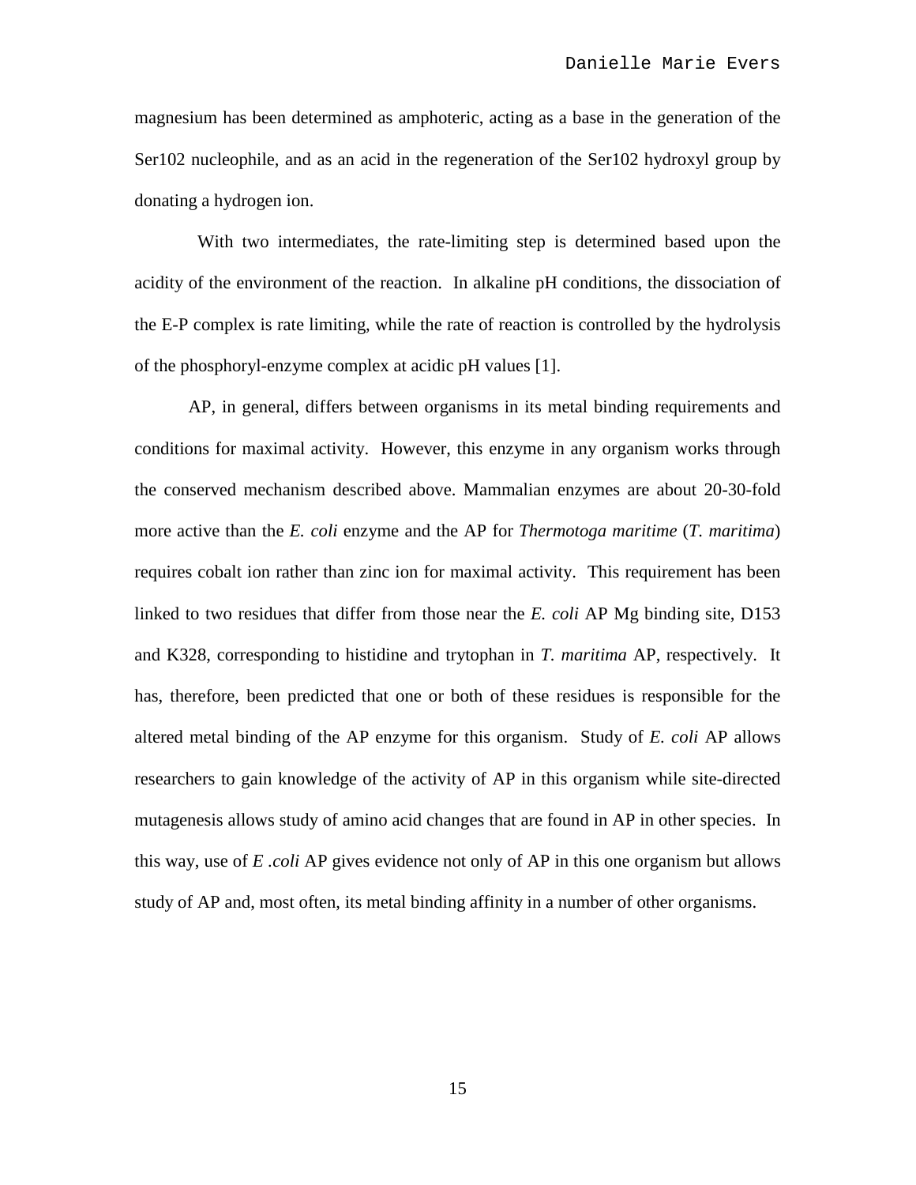magnesium has been determined as amphoteric, acting as a base in the generation of the Ser102 nucleophile, and as an acid in the regeneration of the Ser102 hydroxyl group by donating a hydrogen ion.

With two intermediates, the rate-limiting step is determined based upon the acidity of the environment of the reaction. In alkaline pH conditions, the dissociation of the E-P complex is rate limiting, while the rate of reaction is controlled by the hydrolysis of the phosphoryl-enzyme complex at acidic pH values [1].

AP, in general, differs between organisms in its metal binding requirements and conditions for maximal activity. However, this enzyme in any organism works through the conserved mechanism described above. Mammalian enzymes are about 20-30-fold more active than the *E. coli* enzyme and the AP for *Thermotoga maritime* (*T. maritima*) requires cobalt ion rather than zinc ion for maximal activity. This requirement has been linked to two residues that differ from those near the *E. coli* AP Mg binding site, D153 and K328, corresponding to histidine and trytophan in *T. maritima* AP, respectively. It has, therefore, been predicted that one or both of these residues is responsible for the altered metal binding of the AP enzyme for this organism. Study of *E. coli* AP allows researchers to gain knowledge of the activity of AP in this organism while site-directed mutagenesis allows study of amino acid changes that are found in AP in other species. In this way, use of *E .coli* AP gives evidence not only of AP in this one organism but allows study of AP and, most often, its metal binding affinity in a number of other organisms.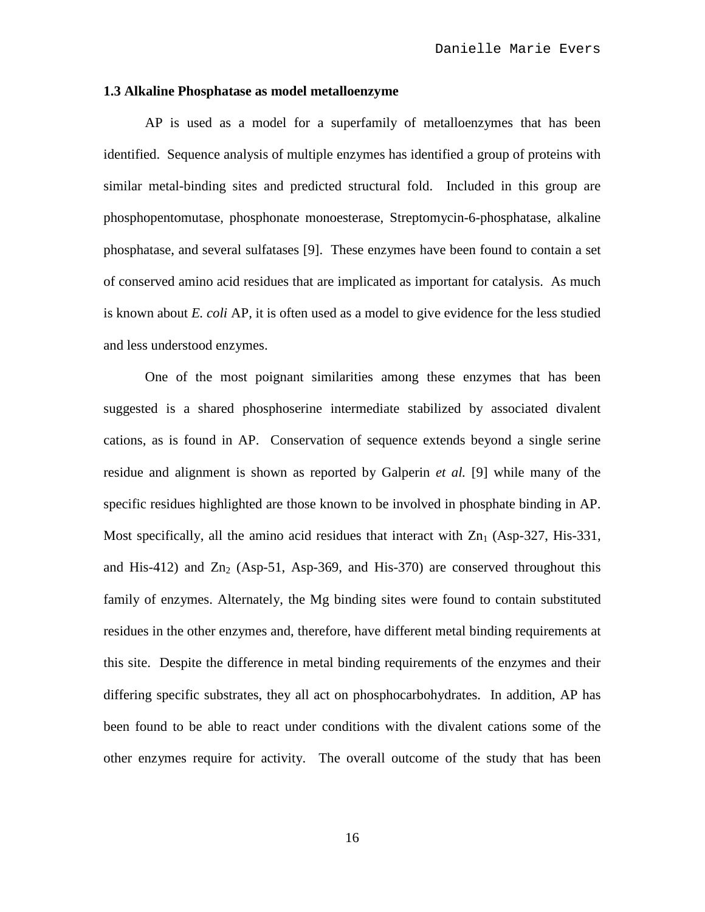### 1.3 Alkaline Phosphatase as model metalloenzyme

AP is used as a model for a superfamily of metalloenzymes that has been identified. Sequence analysis of multiple enzymes has identified a group of proteins with similar metal-binding sites and predicted structural fold. Included in this group are phosphopentomutase, phosphonate monoesterase, Streptomycin-6-phosphatase, alkaline phosphatase, and several sulfatases [9]. These enzymes have been found to contain a set of conserved amino acid residues that are implicated as important for catalysis. As much is known about *E. coli* AP, it is often used as a model to give evidence for the less studied and less understood enzymes.

One of the most poignant similarities among these enzymes that has been suggested is a shared phosphoserine intermediate stabilized by associated divalent cations, as is found in AP. Conservation of sequence extends beyond a single serine residue and alignment is shown as reported by Galperin *et al.* [9] while many of the specific residues highlighted are those known to be involved in phosphate binding in AP. Most specifically, all the amino acid residues that interact with $Zn_1$ (Asp-327, His-331, and His-412) and $Zn_2$ (Asp-51, Asp-369, and His-370) are conserved throughout this family of enzymes. Alternately, the Mg binding sites were found to contain substituted residues in the other enzymes and, therefore, have different metal binding requirements at this site. Despite the difference in metal binding requirements of the enzymes and their differing specific substrates, they all act on phosphocarbohydrates. In addition, AP has been found to be able to react under conditions with the divalent cations some of the other enzymes require for activity. The overall outcome of the study that has been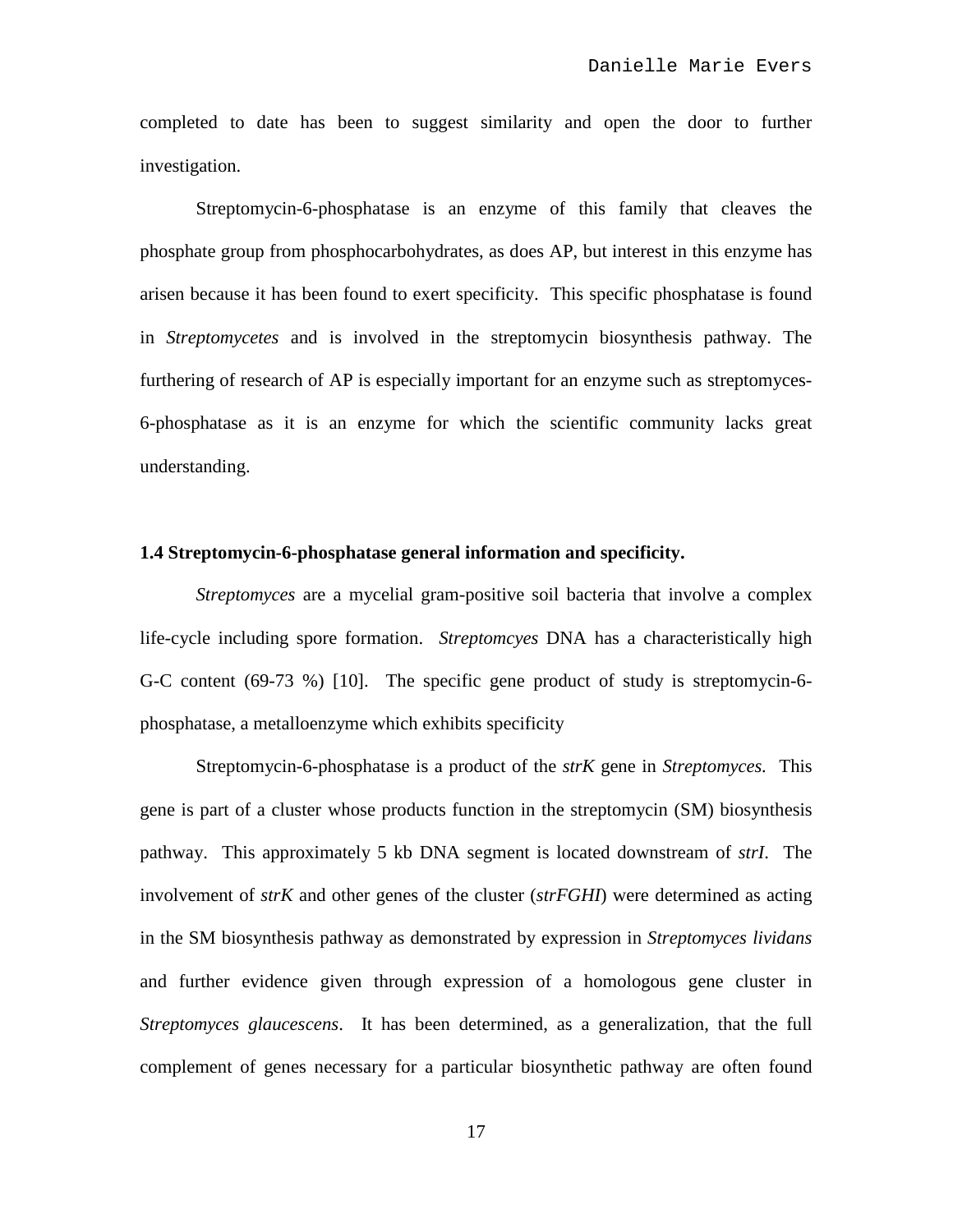completed to date has been to suggest similarity and open the door to further investigation.

Streptomycin-6-phosphatase is an enzyme of this family that cleaves the phosphate group from phosphocarbohydrates, as does AP, but interest in this enzyme has arisen because it has been found to exert specificity. This specific phosphatase is found in *Streptomycetes* and is involved in the streptomycin biosynthesis pathway. The furthering of research of AP is especially important for an enzyme such as streptomyces-6-phosphatase as it is an enzyme for which the scientific community lacks great understanding.

### 1.4 Streptomycin-6-phosphatase general information and specificity.

*Streptomyces* are a mycelial gram-positive soil bacteria that involve a complex life-cycle including spore formation. *Streptomcyes* DNA has a characteristically high G-C content (69-73 %) [10]. The specific gene product of study is streptomycin-6-phosphatase, a metalloenzyme which exhibits specificity

Streptomycin-6-phosphatase is a product of the *strK* gene in *Streptomyces.* This gene is part of a cluster whose products function in the streptomycin (SM) biosynthesis pathway. This approximately 5 kb DNA segment is located downstream of *strI*. The involvement of *strK* and other genes of the cluster (*strFGHI*) were determined as acting in the SM biosynthesis pathway as demonstrated by expression in *Streptomyces lividans* and further evidence given through expression of a homologous gene cluster in *Streptomyces glaucescens*. It has been determined, as a generalization, that the full complement of genes necessary for a particular biosynthetic pathway are often found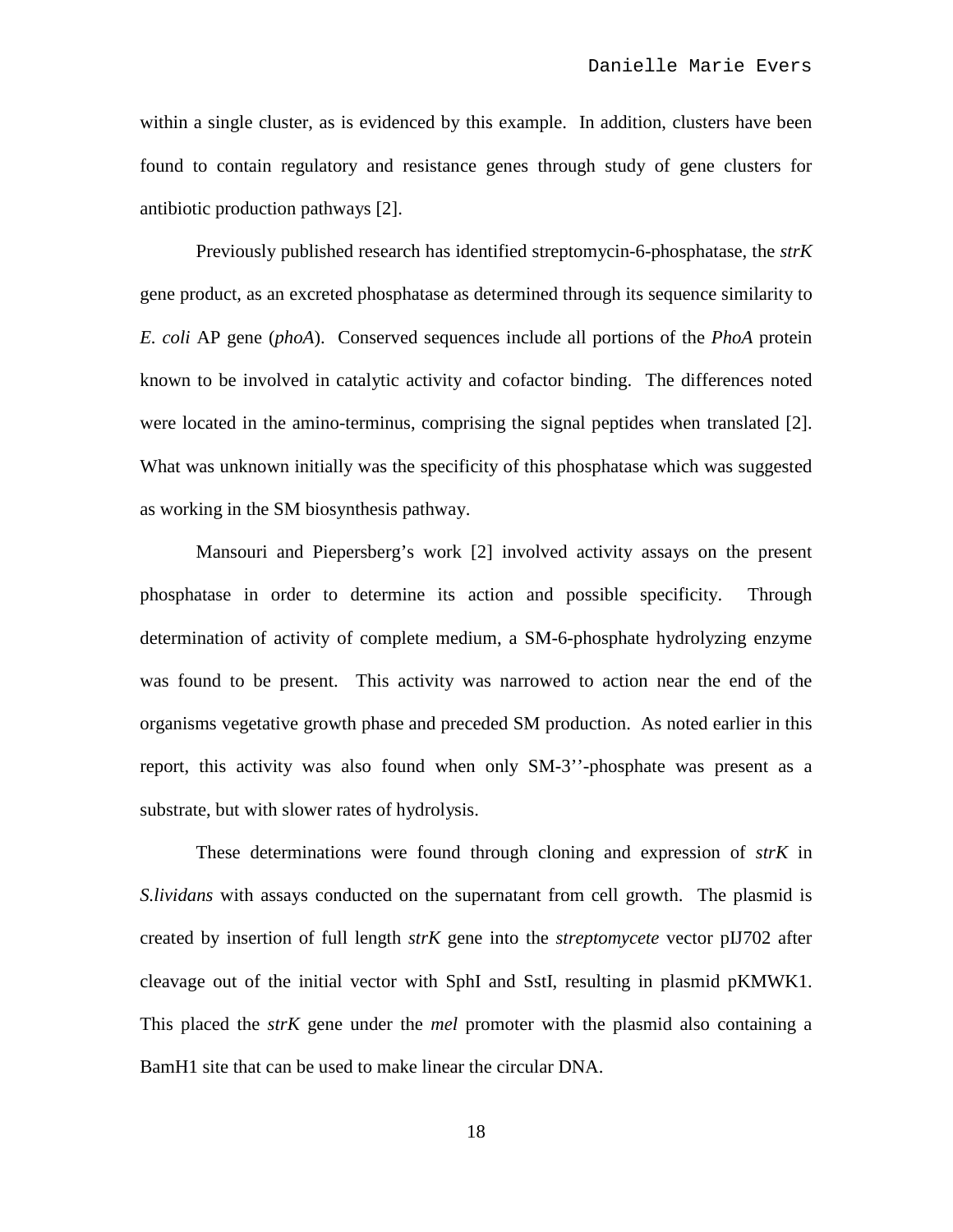within a single cluster, as is evidenced by this example. In addition, clusters have been found to contain regulatory and resistance genes through study of gene clusters for antibiotic production pathways [2].

Previously published research has identified streptomycin-6-phosphatase, the *strK* gene product, as an excreted phosphatase as determined through its sequence similarity to *E. coli* AP gene (*phoA*). Conserved sequences include all portions of the *PhoA* protein known to be involved in catalytic activity and cofactor binding. The differences noted were located in the amino-terminus, comprising the signal peptides when translated [2]. What was unknown initially was the specificity of this phosphatase which was suggested as working in the SM biosynthesis pathway.

Mansouri and Piepersberg's work [2] involved activity assays on the present phosphatase in order to determine its action and possible specificity. Through determination of activity of complete medium, a SM-6-phosphate hydrolyzing enzyme was found to be present. This activity was narrowed to action near the end of the organisms vegetative growth phase and preceded SM production. As noted earlier in this report, this activity was also found when only SM-3''-phosphate was present as a substrate, but with slower rates of hydrolysis.

These determinations were found through cloning and expression of *strK* in *S.lividans* with assays conducted on the supernatant from cell growth. The plasmid is created by insertion of full length *strK* gene into the *streptomycete* vector pIJ702 after cleavage out of the initial vector with SphI and SstI, resulting in plasmid pKMWK1. This placed the *strK* gene under the *mel* promoter with the plasmid also containing a BamH1 site that can be used to make linear the circular DNA.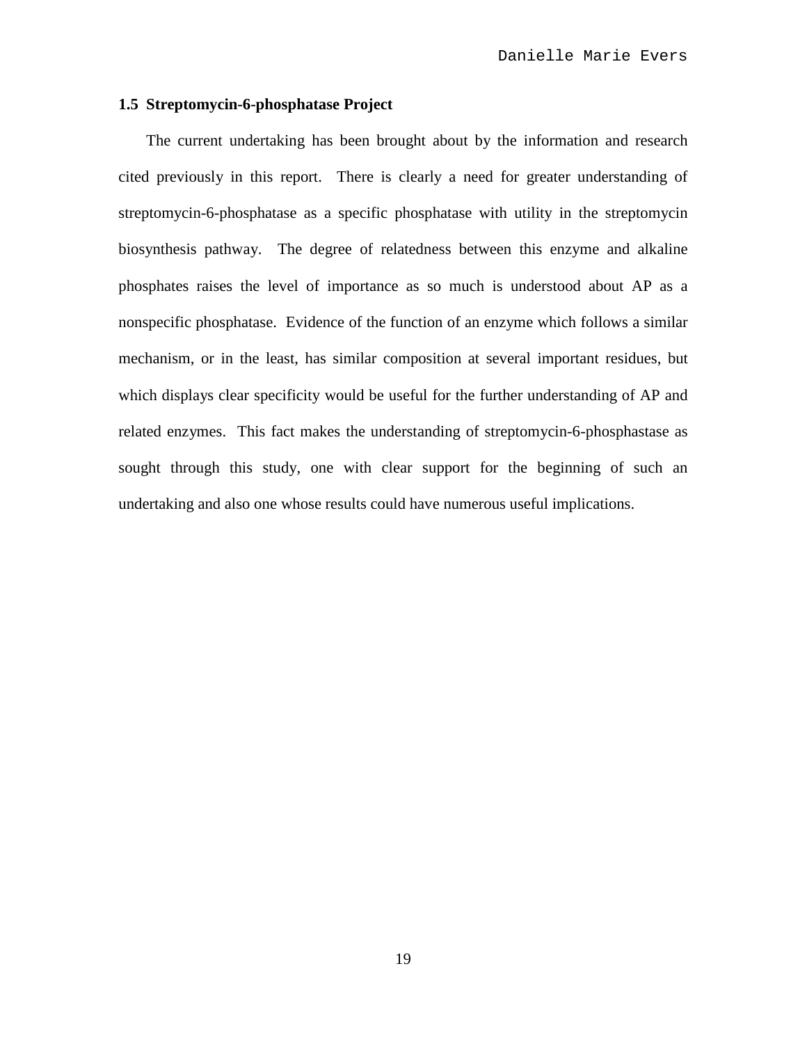### 1.5 Streptomycin-6-phosphatase Project

The current undertaking has been brought about by the information and research cited previously in this report. There is clearly a need for greater understanding of streptomycin-6-phosphatase as a specific phosphatase with utility in the streptomycin biosynthesis pathway. The degree of relatedness between this enzyme and alkaline phosphates raises the level of importance as so much is understood about AP as a nonspecific phosphatase. Evidence of the function of an enzyme which follows a similar mechanism, or in the least, has similar composition at several important residues, but which displays clear specificity would be useful for the further understanding of AP and related enzymes. This fact makes the understanding of streptomycin-6-phosphastase as sought through this study, one with clear support for the beginning of such an undertaking and also one whose results could have numerous useful implications.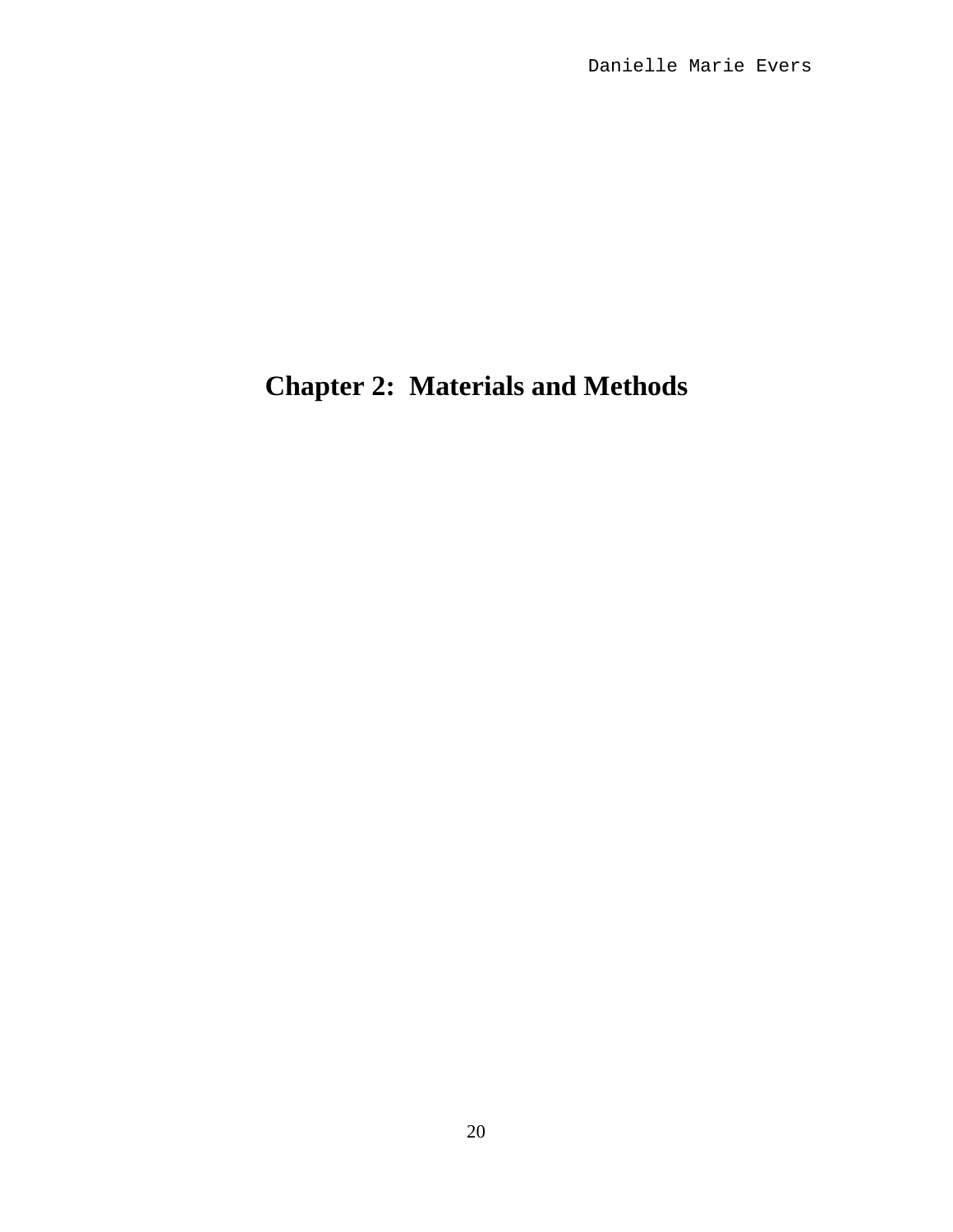# Chapter 2: Materials and Methods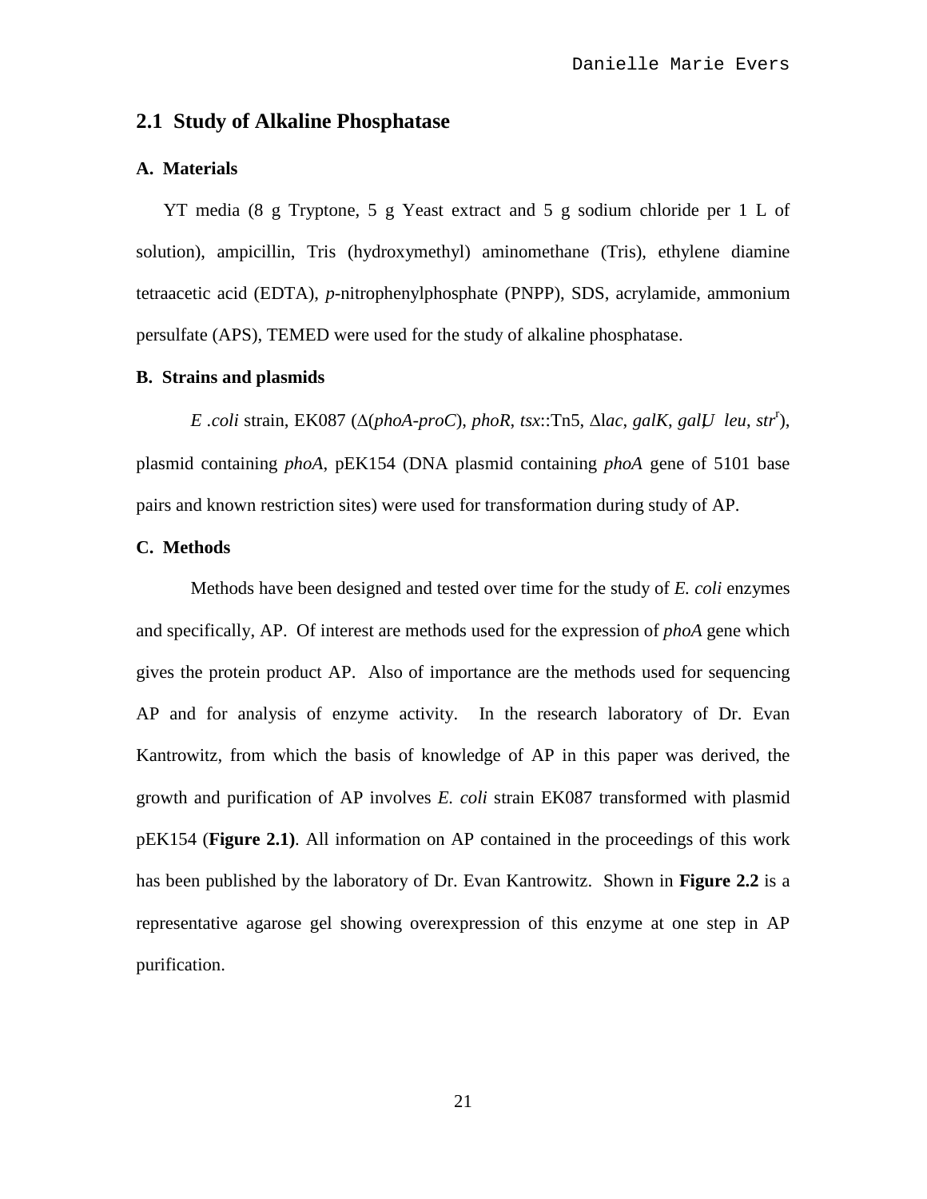## 2.1 Study of Alkaline Phosphatase

### A. Materials

YT media (8 g Tryptone, 5 g Yeast extract and 5 g sodium chloride per 1 L of solution), ampicillin, Tris (hydroxymethyl) aminomethane (Tris), ethylene diamine tetraacetic acid (EDTA), *p*-nitrophenylphosphate (PNPP), SDS, acrylamide, ammonium persulfate (APS), TEMED were used for the study of alkaline phosphatase.

### B. Strains and plasmids

*E .coli* strain, EK087 (Δ(*phoA-proC*), *phoR*, *tsx*::Tn5, Δ*lac*, *galK*, *galU leu*, *str*$^r$), plasmid containing *phoA*, pEK154 (DNA plasmid containing *phoA* gene of 5101 base pairs and known restriction sites) were used for transformation during study of AP.

### C. Methods

Methods have been designed and tested over time for the study of *E. coli* enzymes and specifically, AP. Of interest are methods used for the expression of *phoA* gene which gives the protein product AP. Also of importance are the methods used for sequencing AP and for analysis of enzyme activity. In the research laboratory of Dr. Evan Kantrowitz, from which the basis of knowledge of AP in this paper was derived, the growth and purification of AP involves *E. coli* strain EK087 transformed with plasmid pEK154 (**Figure 2.1)**. All information on AP contained in the proceedings of this work has been published by the laboratory of Dr. Evan Kantrowitz. Shown in **Figure 2.2** is a representative agarose gel showing overexpression of this enzyme at one step in AP purification.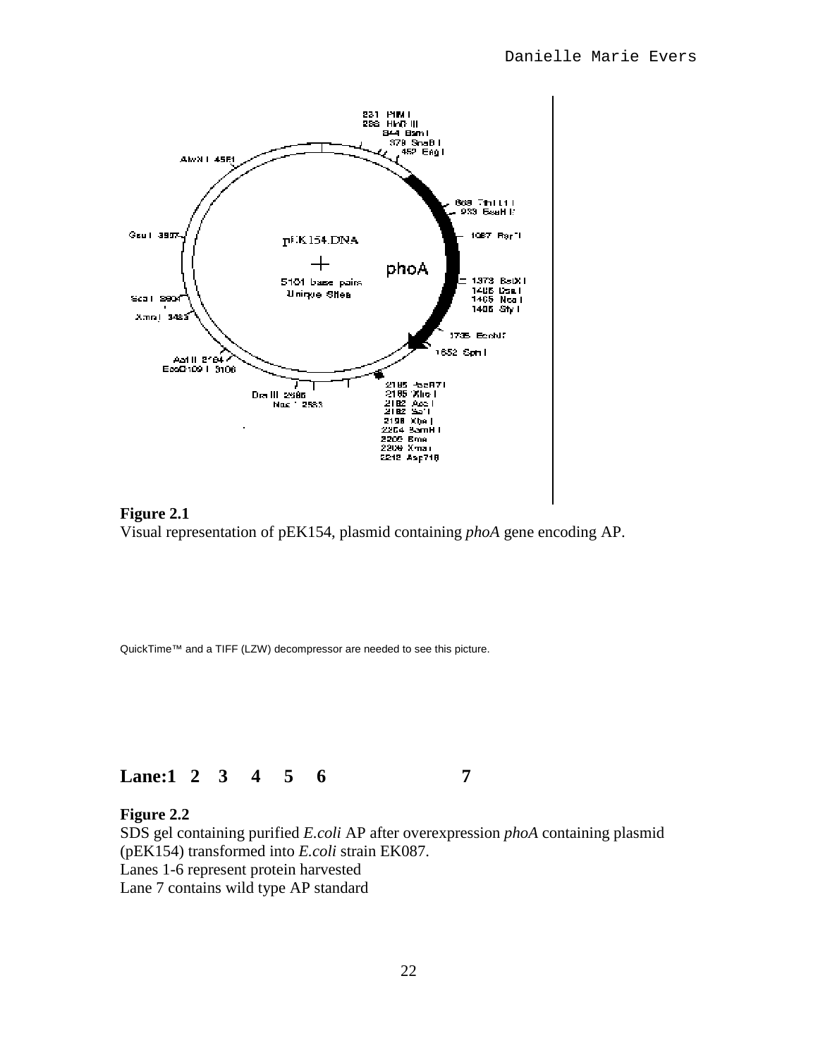**Figure 2.1**
Visual representation of pEK154, plasmid containing *phoA* gene encoding AP.

QuickTime™ and a TIFF (LZW) decompressor are needed to see this picture.

**Lane:1 2 3 4 5 6 7**

**Figure 2.2**
SDS gel containing purified *E.coli* AP after overexpression *phoA* containing plasmid (pEK154) transformed into *E.coli* strain EK087.
Lanes 1-6 represent protein harvested
Lane 7 contains wild type AP standard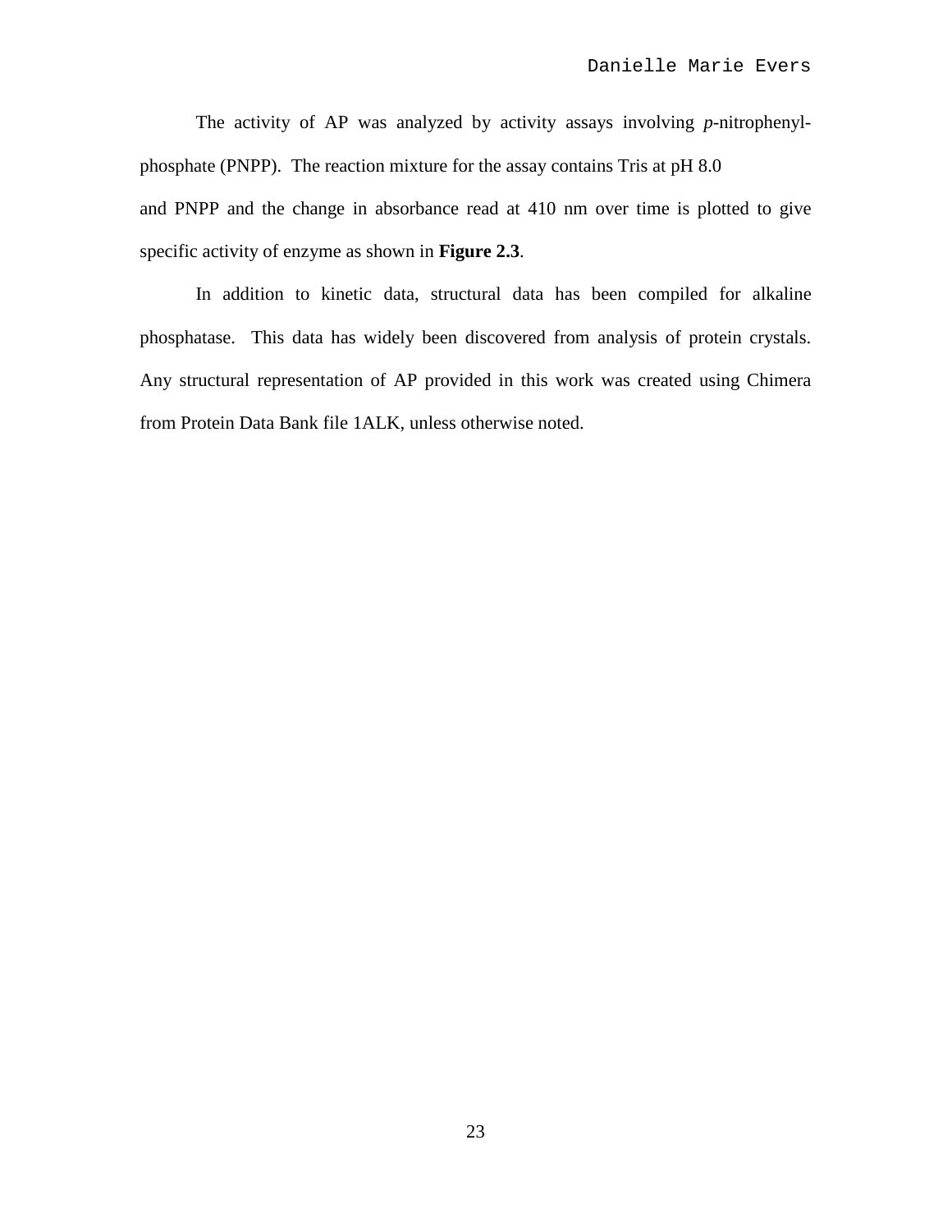The activity of AP was analyzed by activity assays involving *p*-nitrophenyl-phosphate (PNPP). The reaction mixture for the assay contains Tris at pH 8.0 and PNPP and the change in absorbance read at 410 nm over time is plotted to give specific activity of enzyme as shown in **Figure 2.3**.

In addition to kinetic data, structural data has been compiled for alkaline phosphatase. This data has widely been discovered from analysis of protein crystals. Any structural representation of AP provided in this work was created using Chimera from Protein Data Bank file 1ALK, unless otherwise noted.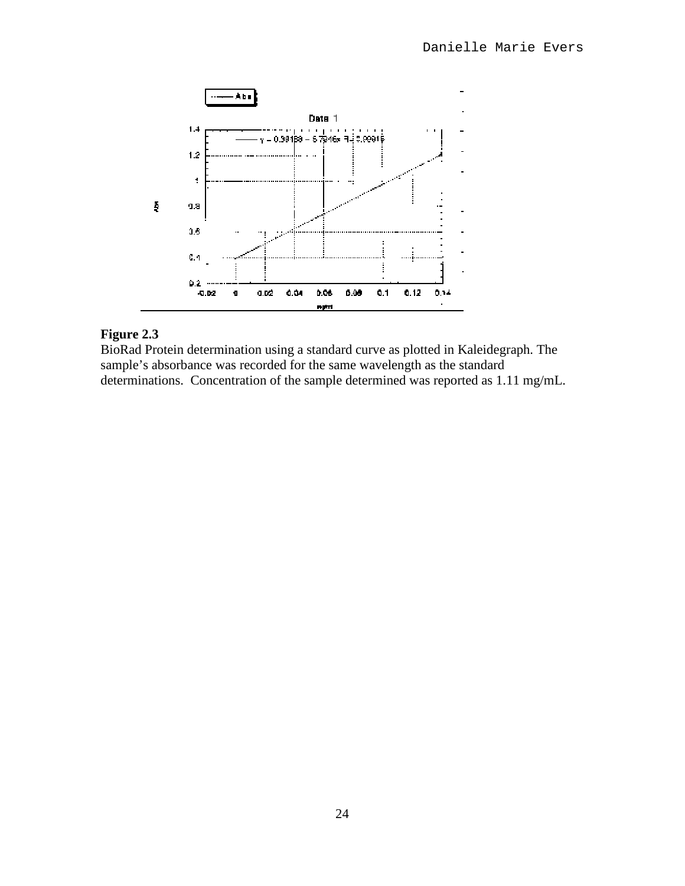**Figure 2.3**
BioRad Protein determination using a standard curve as plotted in Kaleidegraph. The sample's absorbance was recorded for the same wavelength as the standard determinations. Concentration of the sample determined was reported as 1.11 mg/mL.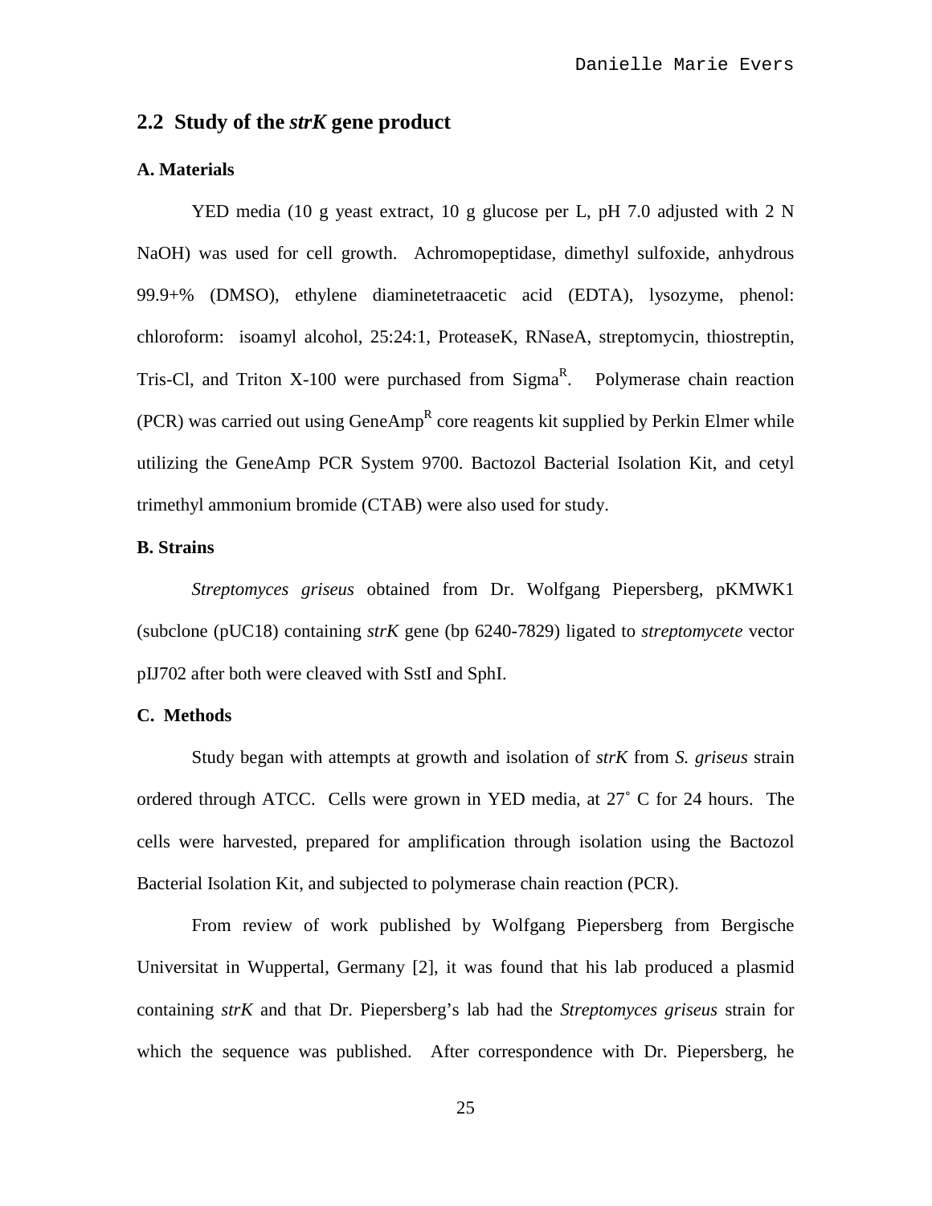## 2.2 Study of the *strK* gene product

### A. Materials

YED media (10 g yeast extract, 10 g glucose per L, pH 7.0 adjusted with 2 N NaOH) was used for cell growth. Achromopeptidase, dimethyl sulfoxide, anhydrous 99.9+% (DMSO), ethylene diaminetetraacetic acid (EDTA), lysozyme, phenol: chloroform: isoamyl alcohol, 25:24:1, ProteaseK, RNaseA, streptomycin, thiostreptin, Tris-Cl, and Triton X-100 were purchased from Sigma$^R$. Polymerase chain reaction (PCR) was carried out using GeneAmp$^R$ core reagents kit supplied by Perkin Elmer while utilizing the GeneAmp PCR System 9700. Bactozol Bacterial Isolation Kit, and cetyl trimethyl ammonium bromide (CTAB) were also used for study.

### B. Strains

*Streptomyces griseus* obtained from Dr. Wolfgang Piepersberg, pKMWK1 (subclone (pUC18) containing *strK* gene (bp 6240-7829) ligated to *streptomycete* vector pIJ702 after both were cleaved with SstI and SphI.

### C. Methods

Study began with attempts at growth and isolation of *strK* from *S. griseus* strain ordered through ATCC. Cells were grown in YED media, at 27˚ C for 24 hours. The cells were harvested, prepared for amplification through isolation using the Bactozol Bacterial Isolation Kit, and subjected to polymerase chain reaction (PCR).

From review of work published by Wolfgang Piepersberg from Bergische Universitat in Wuppertal, Germany [2], it was found that his lab produced a plasmid containing *strK* and that Dr. Piepersberg's lab had the *Streptomyces griseus* strain for which the sequence was published. After correspondence with Dr. Piepersberg, he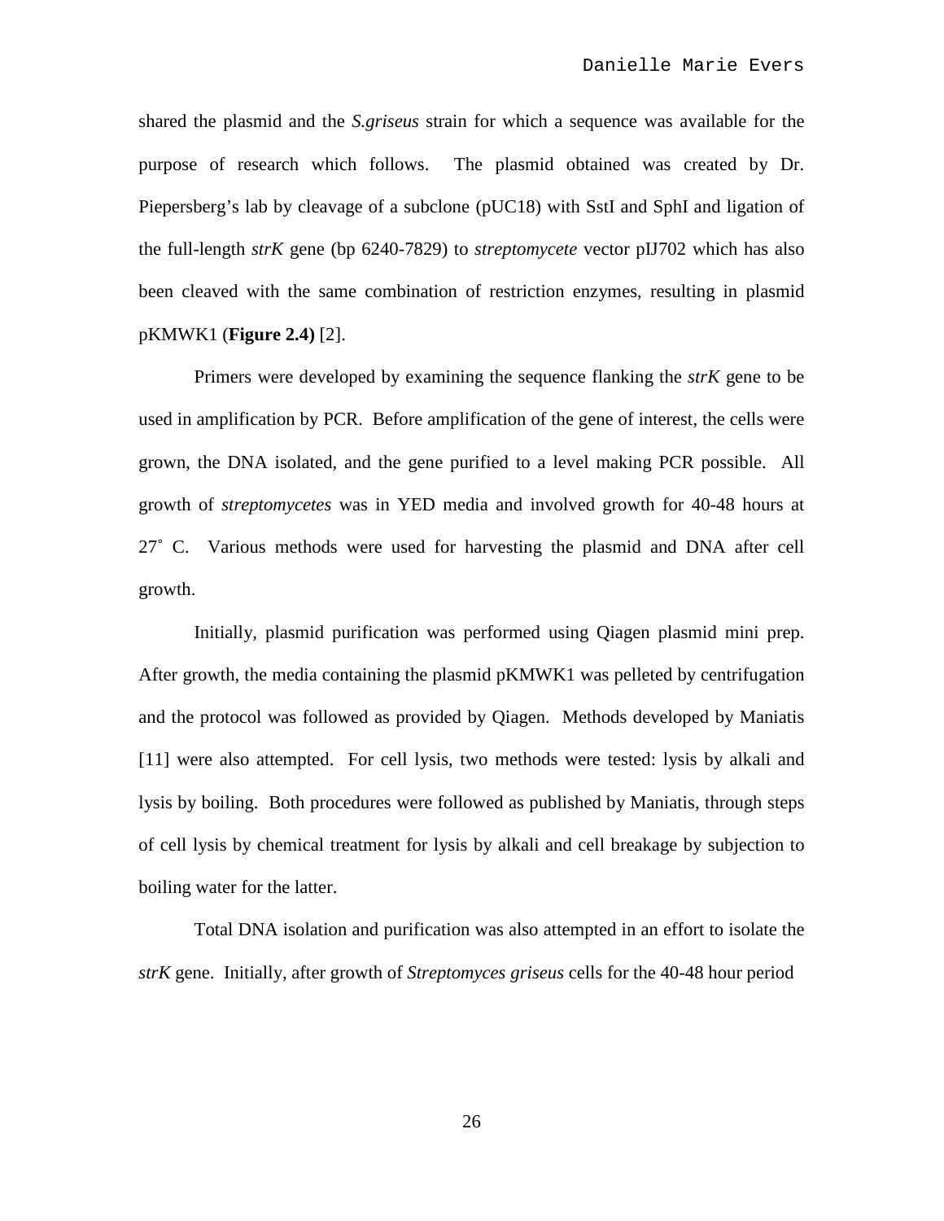shared the plasmid and the *S.griseus* strain for which a sequence was available for the purpose of research which follows. The plasmid obtained was created by Dr. Piepersberg's lab by cleavage of a subclone (pUC18) with SstI and SphI and ligation of the full-length *strK* gene (bp 6240-7829) to *streptomycete* vector pIJ702 which has also been cleaved with the same combination of restriction enzymes, resulting in plasmid pKMWK1 (**Figure 2.4)** [2].

Primers were developed by examining the sequence flanking the *strK* gene to be used in amplification by PCR. Before amplification of the gene of interest, the cells were grown, the DNA isolated, and the gene purified to a level making PCR possible. All growth of *streptomycetes* was in YED media and involved growth for 40-48 hours at 27˚ C. Various methods were used for harvesting the plasmid and DNA after cell growth.

Initially, plasmid purification was performed using Qiagen plasmid mini prep. After growth, the media containing the plasmid pKMWK1 was pelleted by centrifugation and the protocol was followed as provided by Qiagen. Methods developed by Maniatis [11] were also attempted. For cell lysis, two methods were tested: lysis by alkali and lysis by boiling. Both procedures were followed as published by Maniatis, through steps of cell lysis by chemical treatment for lysis by alkali and cell breakage by subjection to boiling water for the latter.

Total DNA isolation and purification was also attempted in an effort to isolate the *strK* gene. Initially, after growth of *Streptomyces griseus* cells for the 40-48 hour period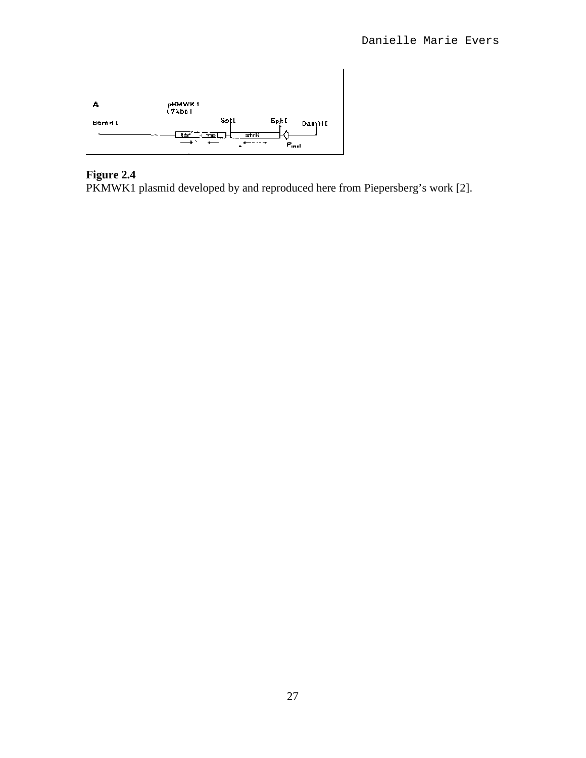**Figure 2.4**
PKMWK1 plasmid developed by and reproduced here from Piepersberg's work [2].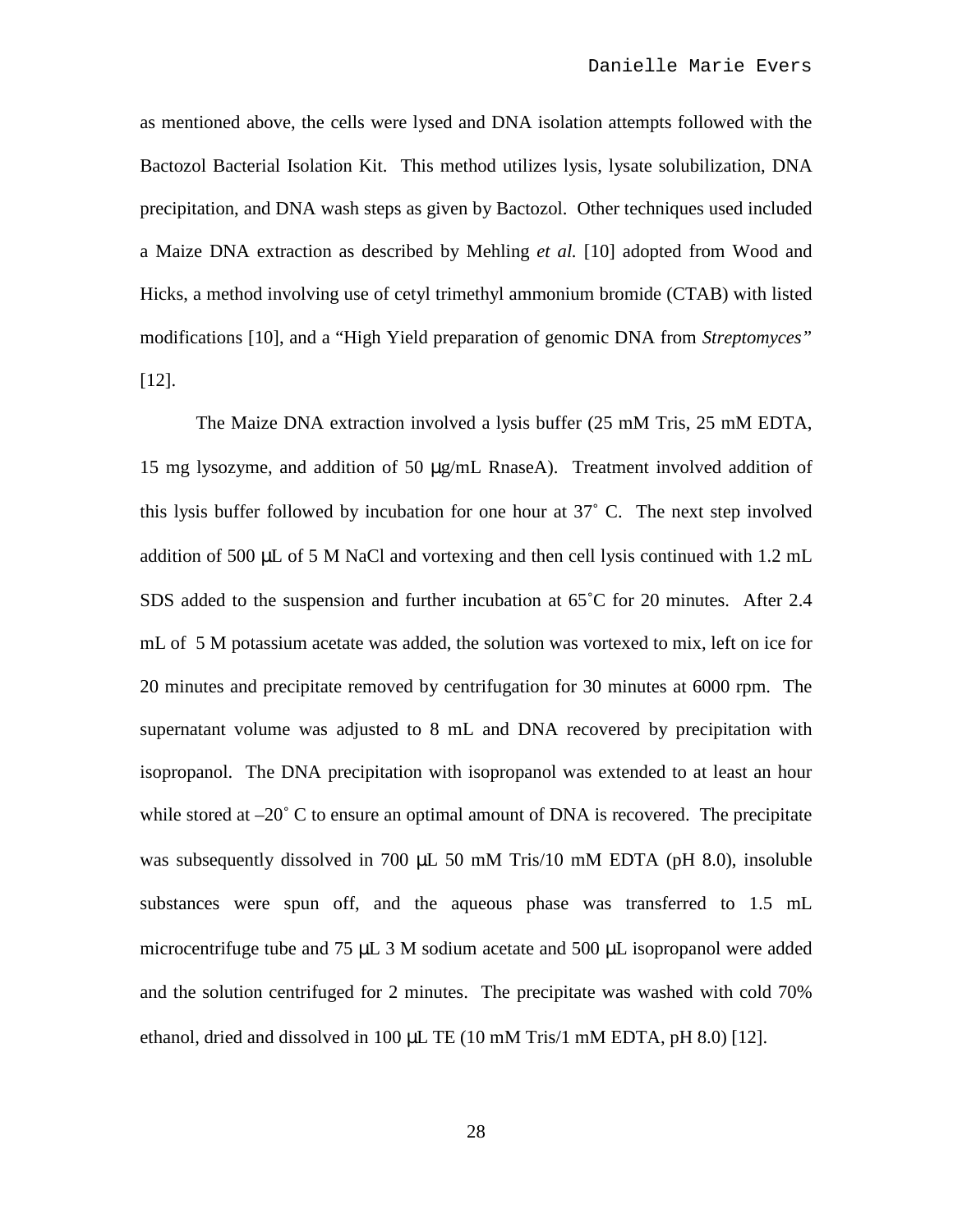as mentioned above, the cells were lysed and DNA isolation attempts followed with the Bactozol Bacterial Isolation Kit. This method utilizes lysis, lysate solubilization, DNA precipitation, and DNA wash steps as given by Bactozol. Other techniques used included a Maize DNA extraction as described by Mehling *et al.* [10] adopted from Wood and Hicks, a method involving use of cetyl trimethyl ammonium bromide (CTAB) with listed modifications [10], and a "High Yield preparation of genomic DNA from *Streptomyces"* [12].

The Maize DNA extraction involved a lysis buffer (25 mM Tris, 25 mM EDTA, 15 mg lysozyme, and addition of 50 μg/mL RnaseA). Treatment involved addition of this lysis buffer followed by incubation for one hour at 37˚ C. The next step involved addition of 500 μL of 5 M NaCl and vortexing and then cell lysis continued with 1.2 mL SDS added to the suspension and further incubation at 65˚C for 20 minutes. After 2.4 mL of 5 M potassium acetate was added, the solution was vortexed to mix, left on ice for 20 minutes and precipitate removed by centrifugation for 30 minutes at 6000 rpm. The supernatant volume was adjusted to 8 mL and DNA recovered by precipitation with isopropanol. The DNA precipitation with isopropanol was extended to at least an hour while stored at –20˚ C to ensure an optimal amount of DNA is recovered. The precipitate was subsequently dissolved in 700 μL 50 mM Tris/10 mM EDTA (pH 8.0), insoluble substances were spun off, and the aqueous phase was transferred to 1.5 mL microcentrifuge tube and 75 μL 3 M sodium acetate and 500 μL isopropanol were added and the solution centrifuged for 2 minutes. The precipitate was washed with cold 70% ethanol, dried and dissolved in 100 μL TE (10 mM Tris/1 mM EDTA, pH 8.0) [12].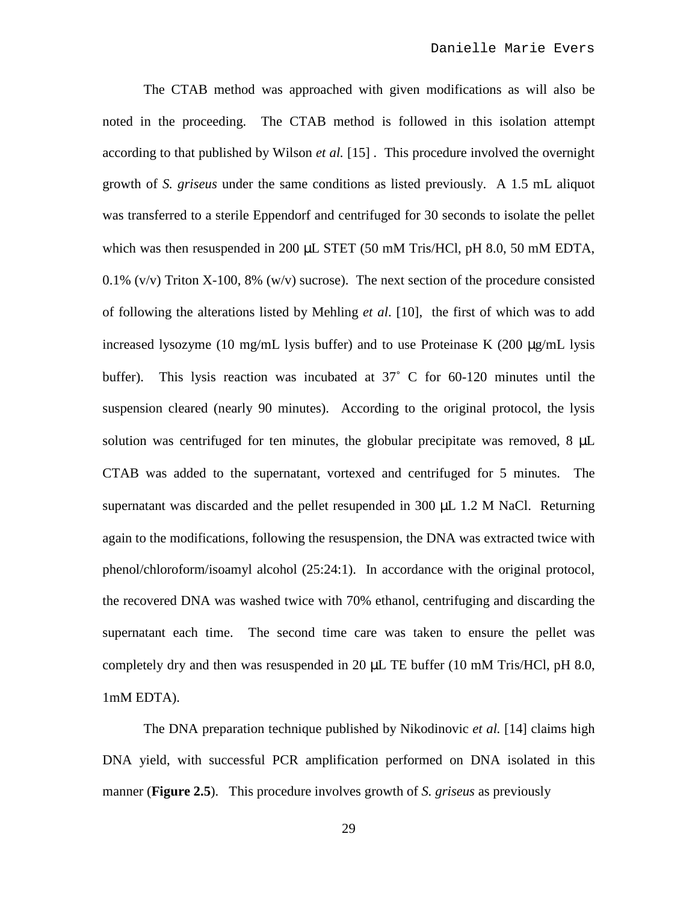The CTAB method was approached with given modifications as will also be noted in the proceeding. The CTAB method is followed in this isolation attempt according to that published by Wilson *et al.* [15] . This procedure involved the overnight growth of *S. griseus* under the same conditions as listed previously. A 1.5 mL aliquot was transferred to a sterile Eppendorf and centrifuged for 30 seconds to isolate the pellet which was then resuspended in 200 μL STET (50 mM Tris/HCl, pH 8.0, 50 mM EDTA, 0.1% (v/v) Triton X-100, 8% (w/v) sucrose). The next section of the procedure consisted of following the alterations listed by Mehling *et al*. [10], the first of which was to add increased lysozyme (10 mg/mL lysis buffer) and to use Proteinase K (200 μg/mL lysis buffer). This lysis reaction was incubated at 37˚ C for 60-120 minutes until the suspension cleared (nearly 90 minutes). According to the original protocol, the lysis solution was centrifuged for ten minutes, the globular precipitate was removed, 8 μL CTAB was added to the supernatant, vortexed and centrifuged for 5 minutes. The supernatant was discarded and the pellet resuspended in 300 μL 1.2 M NaCl. Returning again to the modifications, following the resuspension, the DNA was extracted twice with phenol/chloroform/isoamyl alcohol (25:24:1). In accordance with the original protocol, the recovered DNA was washed twice with 70% ethanol, centrifuging and discarding the supernatant each time. The second time care was taken to ensure the pellet was completely dry and then was resuspended in 20 μL TE buffer (10 mM Tris/HCl, pH 8.0, 1mM EDTA).

The DNA preparation technique published by Nikodinovic *et al.* [14] claims high DNA yield, with successful PCR amplification performed on DNA isolated in this manner (**Figure 2.5**). This procedure involves growth of *S. griseus* as previously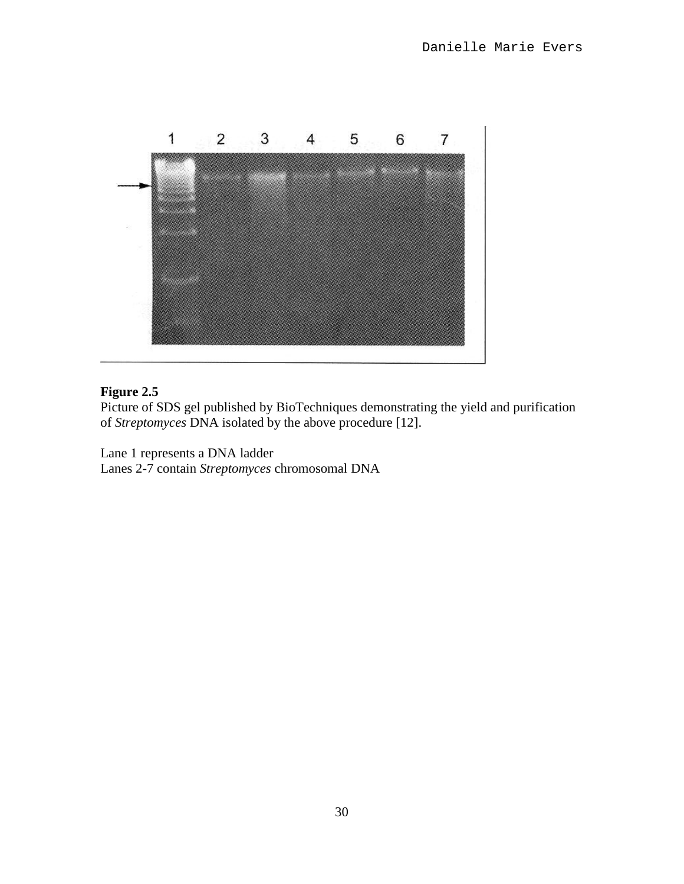**Figure 2.5**
Picture of SDS gel published by BioTechniques demonstrating the yield and purification of *Streptomyces* DNA isolated by the above procedure [12].

Lane 1 represents a DNA ladder
Lanes 2-7 contain *Streptomyces* chromosomal DNA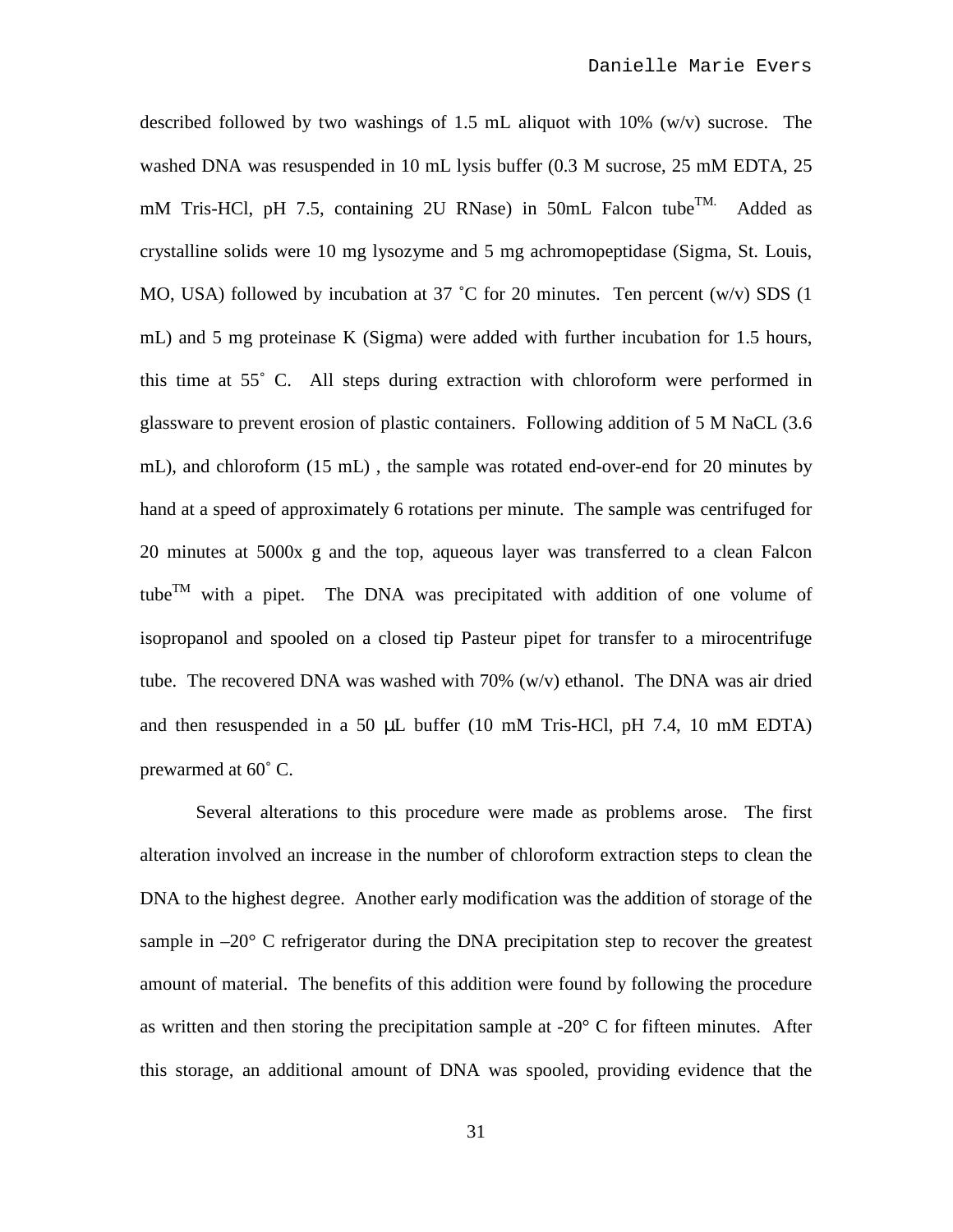described followed by two washings of 1.5 mL aliquot with 10% (w/v) sucrose. The washed DNA was resuspended in 10 mL lysis buffer (0.3 M sucrose, 25 mM EDTA, 25 mM Tris-HCl, pH 7.5, containing 2U RNase) in 50mL Falcon tube™. Added as crystalline solids were 10 mg lysozyme and 5 mg achromopeptidase (Sigma, St. Louis, MO, USA) followed by incubation at 37 ˚C for 20 minutes. Ten percent (w/v) SDS (1 mL) and 5 mg proteinase K (Sigma) were added with further incubation for 1.5 hours, this time at 55˚ C. All steps during extraction with chloroform were performed in glassware to prevent erosion of plastic containers. Following addition of 5 M NaCL (3.6 mL), and chloroform (15 mL) , the sample was rotated end-over-end for 20 minutes by hand at a speed of approximately 6 rotations per minute. The sample was centrifuged for 20 minutes at 5000x g and the top, aqueous layer was transferred to a clean Falcon tube™ with a pipet. The DNA was precipitated with addition of one volume of isopropanol and spooled on a closed tip Pasteur pipet for transfer to a mirocentrifuge tube. The recovered DNA was washed with 70% (w/v) ethanol. The DNA was air dried and then resuspended in a 50 μL buffer (10 mM Tris-HCl, pH 7.4, 10 mM EDTA) prewarmed at 60˚ C.

Several alterations to this procedure were made as problems arose. The first alteration involved an increase in the number of chloroform extraction steps to clean the DNA to the highest degree. Another early modification was the addition of storage of the sample in –20° C refrigerator during the DNA precipitation step to recover the greatest amount of material. The benefits of this addition were found by following the procedure as written and then storing the precipitation sample at -20° C for fifteen minutes. After this storage, an additional amount of DNA was spooled, providing evidence that the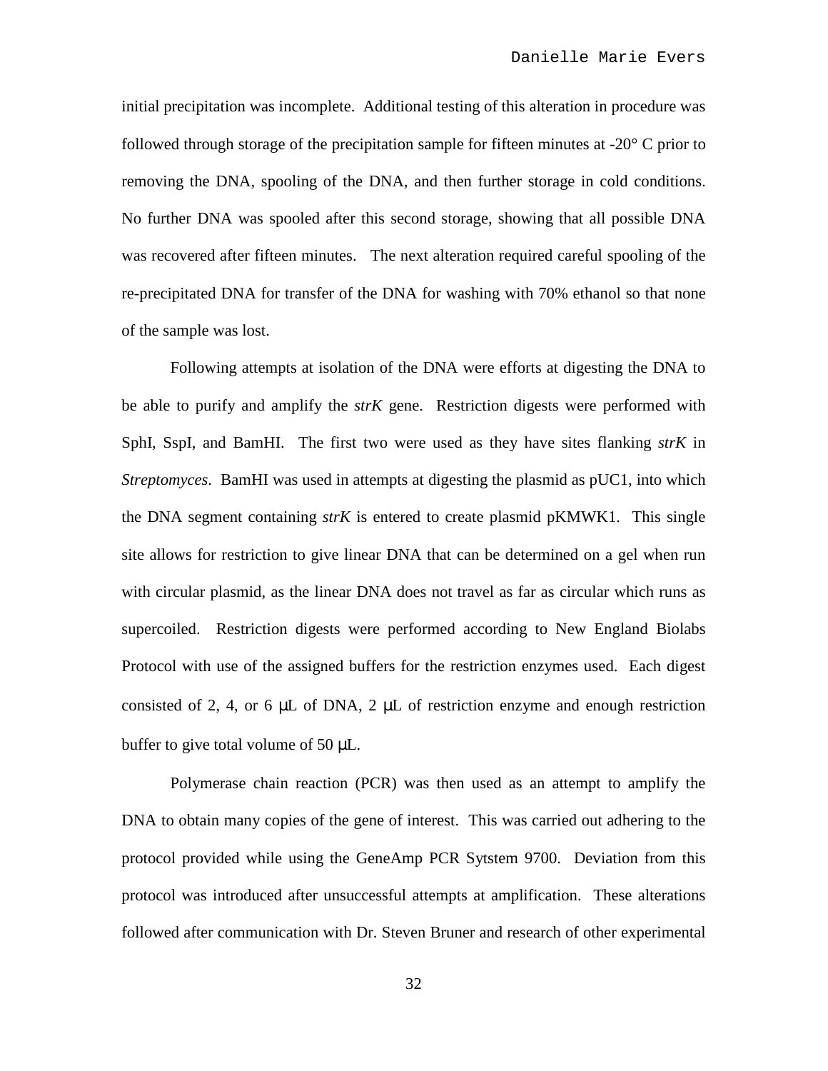initial precipitation was incomplete. Additional testing of this alteration in procedure was followed through storage of the precipitation sample for fifteen minutes at -20° C prior to removing the DNA, spooling of the DNA, and then further storage in cold conditions. No further DNA was spooled after this second storage, showing that all possible DNA was recovered after fifteen minutes. The next alteration required careful spooling of the re-precipitated DNA for transfer of the DNA for washing with 70% ethanol so that none of the sample was lost.

Following attempts at isolation of the DNA were efforts at digesting the DNA to be able to purify and amplify the *strK* gene. Restriction digests were performed with SphI, SspI, and BamHI. The first two were used as they have sites flanking *strK* in *Streptomyces*. BamHI was used in attempts at digesting the plasmid as pUC1, into which the DNA segment containing *strK* is entered to create plasmid pKMWK1. This single site allows for restriction to give linear DNA that can be determined on a gel when run with circular plasmid, as the linear DNA does not travel as far as circular which runs as supercoiled. Restriction digests were performed according to New England Biolabs Protocol with use of the assigned buffers for the restriction enzymes used. Each digest consisted of 2, 4, or 6 μL of DNA, 2 μL of restriction enzyme and enough restriction buffer to give total volume of 50 μL.

Polymerase chain reaction (PCR) was then used as an attempt to amplify the DNA to obtain many copies of the gene of interest. This was carried out adhering to the protocol provided while using the GeneAmp PCR Sytstem 9700. Deviation from this protocol was introduced after unsuccessful attempts at amplification. These alterations followed after communication with Dr. Steven Bruner and research of other experimental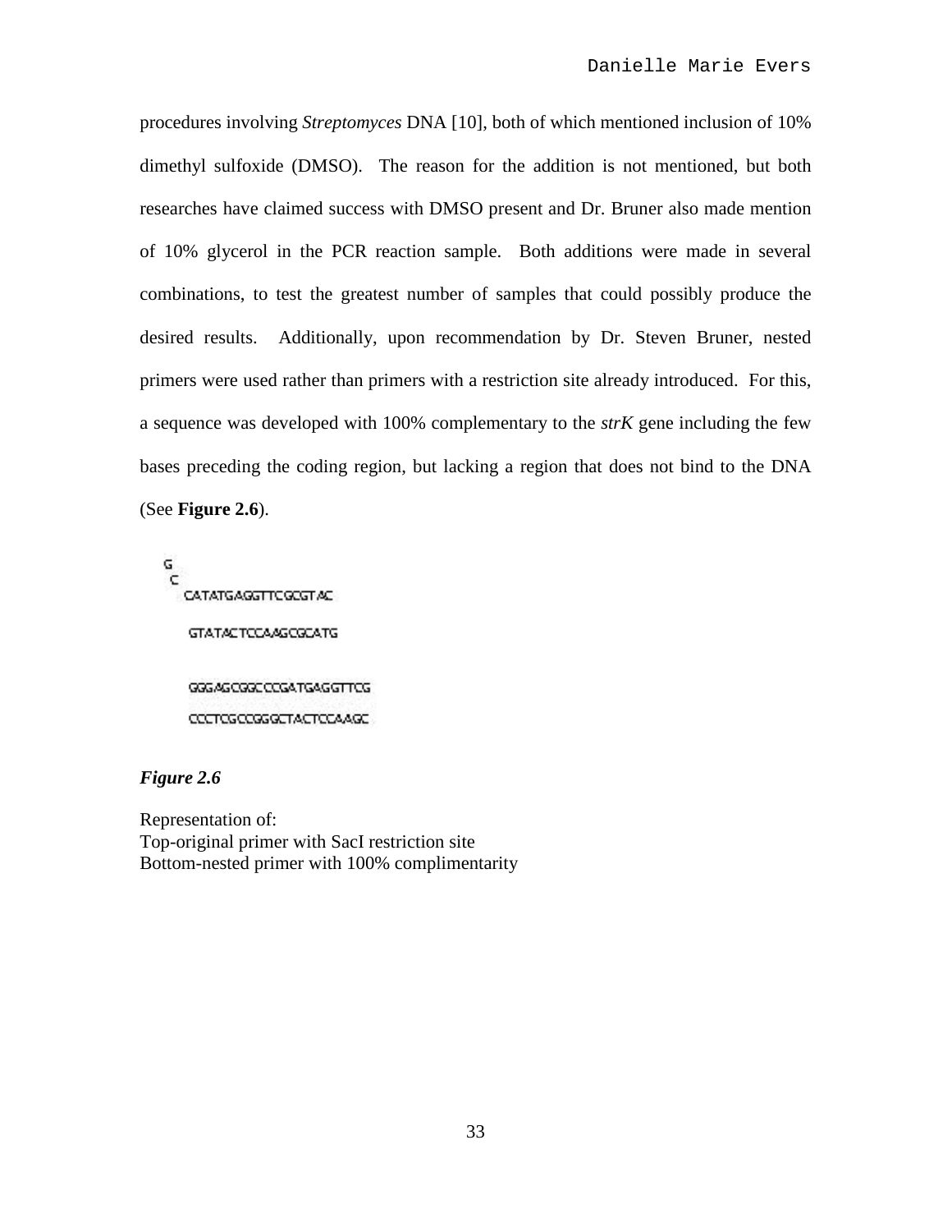procedures involving *Streptomyces* DNA [10], both of which mentioned inclusion of 10% dimethyl sulfoxide (DMSO). The reason for the addition is not mentioned, but both researches have claimed success with DMSO present and Dr. Bruner also made mention of 10% glycerol in the PCR reaction sample. Both additions were made in several combinations, to test the greatest number of samples that could possibly produce the desired results. Additionally, upon recommendation by Dr. Steven Bruner, nested primers were used rather than primers with a restriction site already introduced. For this, a sequence was developed with 100% complementary to the *strK* gene including the few bases preceding the coding region, but lacking a region that does not bind to the DNA (See **Figure 2.6**).

```
G
 C
  CATATGAGGTTCGCGTAC

   GTATACTCCAAGCGCATG


   GGGAGCGGCCCGATGAGGTTCG

   CCCTCGCCGGGCTACTCCAAGC
```

***Figure 2.6***

Representation of:
Top-original primer with SacI restriction site
Bottom-nested primer with 100% complimentarity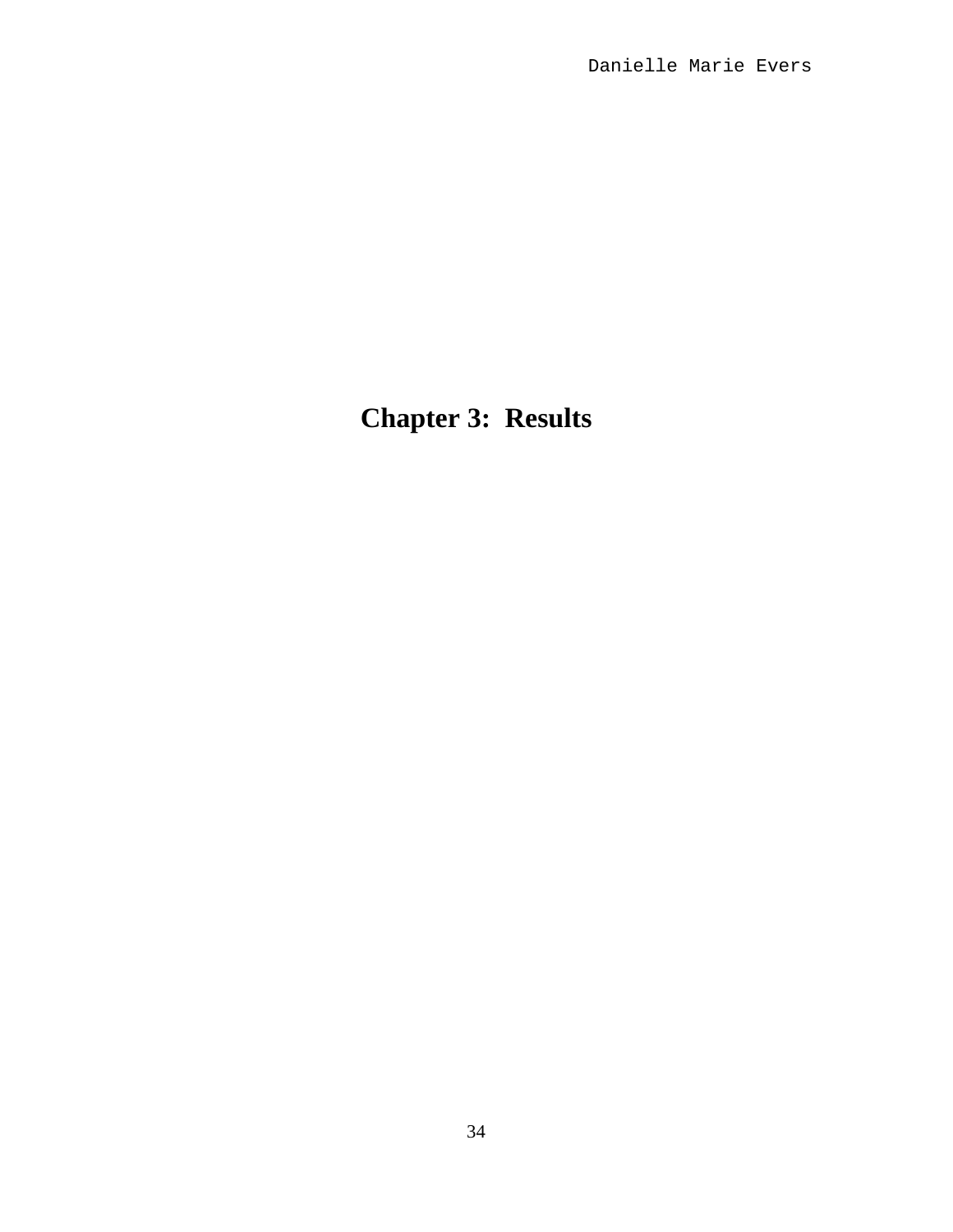# Chapter 3: Results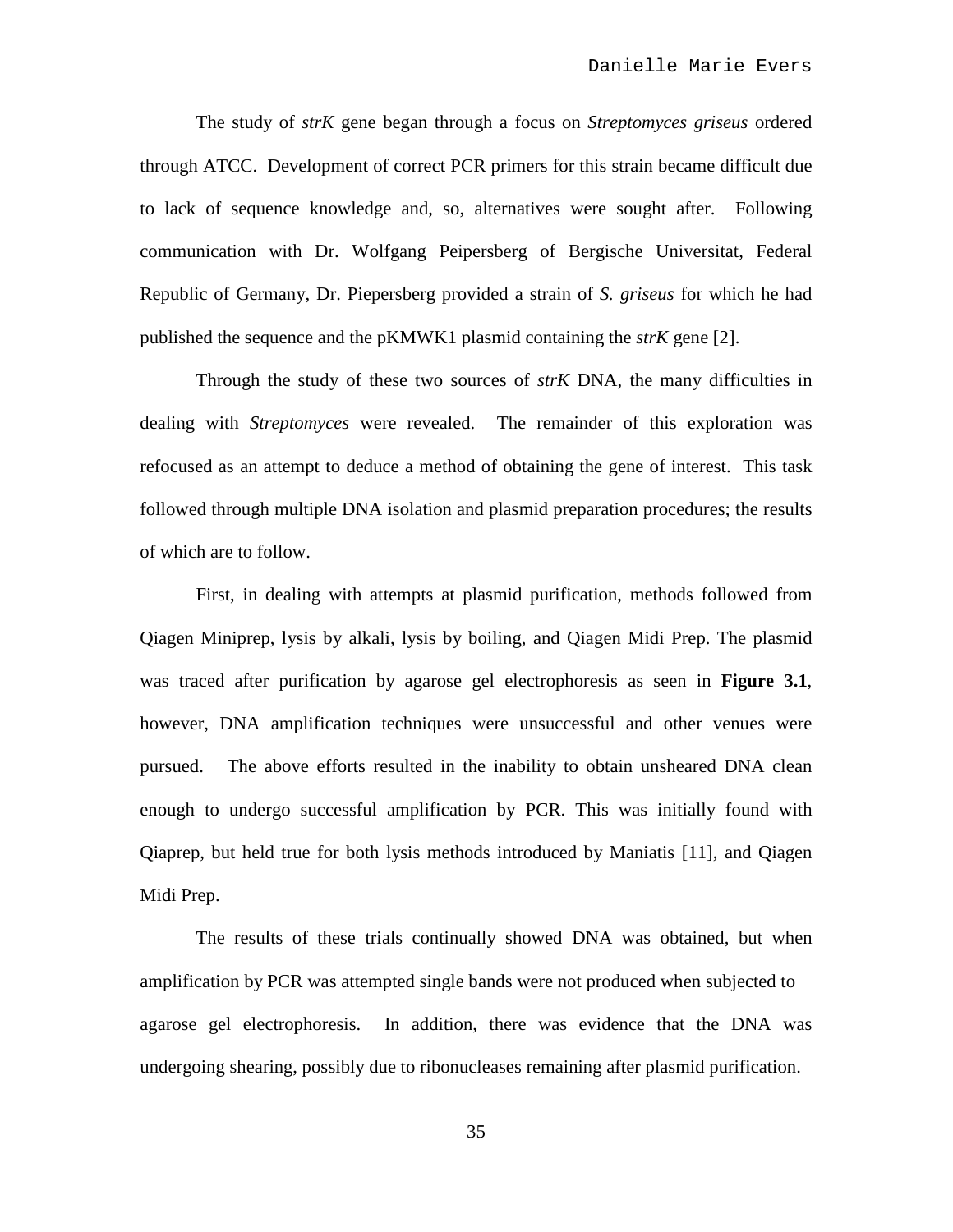The study of *strK* gene began through a focus on *Streptomyces griseus* ordered through ATCC. Development of correct PCR primers for this strain became difficult due to lack of sequence knowledge and, so, alternatives were sought after. Following communication with Dr. Wolfgang Peipersberg of Bergische Universitat, Federal Republic of Germany, Dr. Piepersberg provided a strain of *S. griseus* for which he had published the sequence and the pKMWK1 plasmid containing the *strK* gene [2].

Through the study of these two sources of *strK* DNA, the many difficulties in dealing with *Streptomyces* were revealed. The remainder of this exploration was refocused as an attempt to deduce a method of obtaining the gene of interest. This task followed through multiple DNA isolation and plasmid preparation procedures; the results of which are to follow.

First, in dealing with attempts at plasmid purification, methods followed from Qiagen Miniprep, lysis by alkali, lysis by boiling, and Qiagen Midi Prep. The plasmid was traced after purification by agarose gel electrophoresis as seen in **Figure 3.1**, however, DNA amplification techniques were unsuccessful and other venues were pursued. The above efforts resulted in the inability to obtain unsheared DNA clean enough to undergo successful amplification by PCR. This was initially found with Qiaprep, but held true for both lysis methods introduced by Maniatis [11], and Qiagen Midi Prep.

The results of these trials continually showed DNA was obtained, but when amplification by PCR was attempted single bands were not produced when subjected to agarose gel electrophoresis. In addition, there was evidence that the DNA was undergoing shearing, possibly due to ribonucleases remaining after plasmid purification.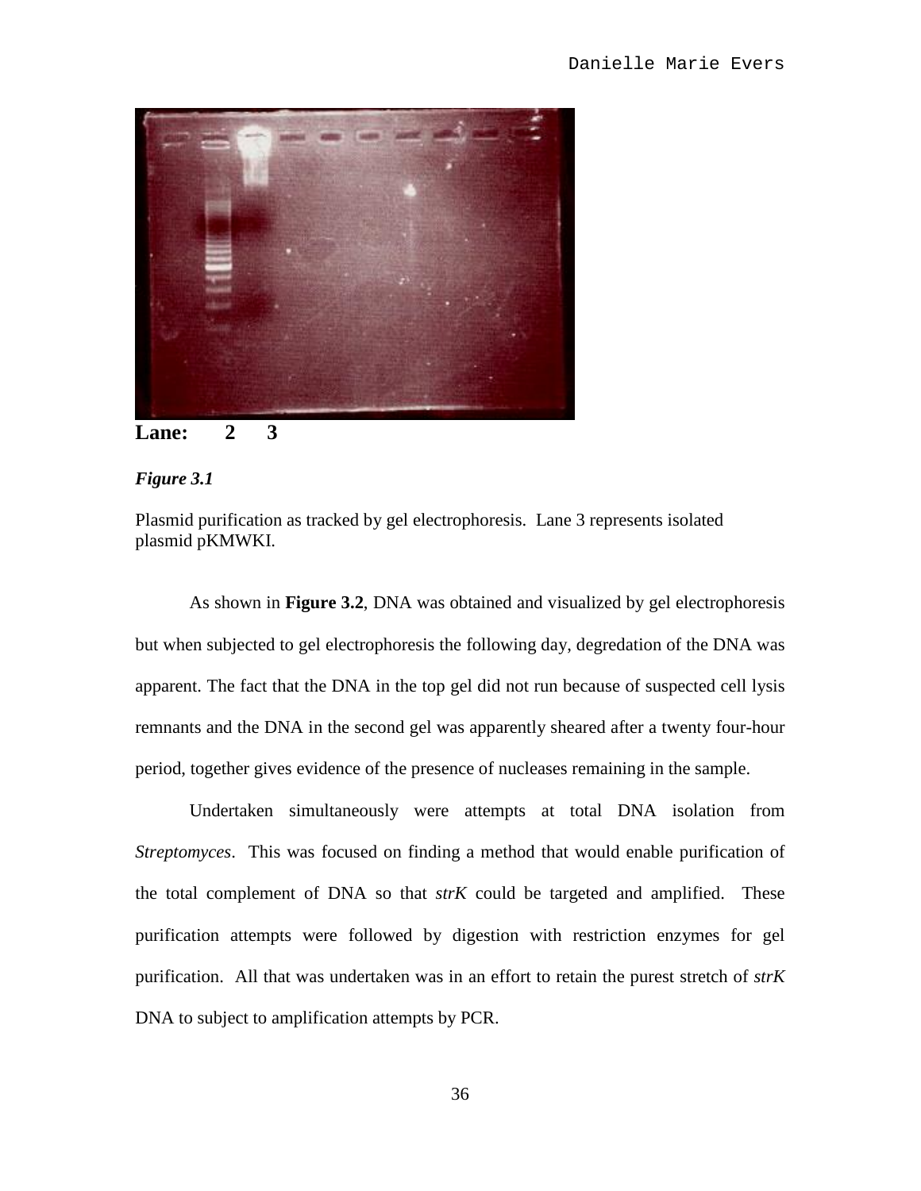Lane: 2 3

*Figure 3.1*

Plasmid purification as tracked by gel electrophoresis. Lane 3 represents isolated plasmid pKMWKI.

As shown in **Figure 3.2**, DNA was obtained and visualized by gel electrophoresis but when subjected to gel electrophoresis the following day, degredation of the DNA was apparent. The fact that the DNA in the top gel did not run because of suspected cell lysis remnants and the DNA in the second gel was apparently sheared after a twenty four-hour period, together gives evidence of the presence of nucleases remaining in the sample.

Undertaken simultaneously were attempts at total DNA isolation from *Streptomyces*. This was focused on finding a method that would enable purification of the total complement of DNA so that *strK* could be targeted and amplified. These purification attempts were followed by digestion with restriction enzymes for gel purification. All that was undertaken was in an effort to retain the purest stretch of *strK* DNA to subject to amplification attempts by PCR.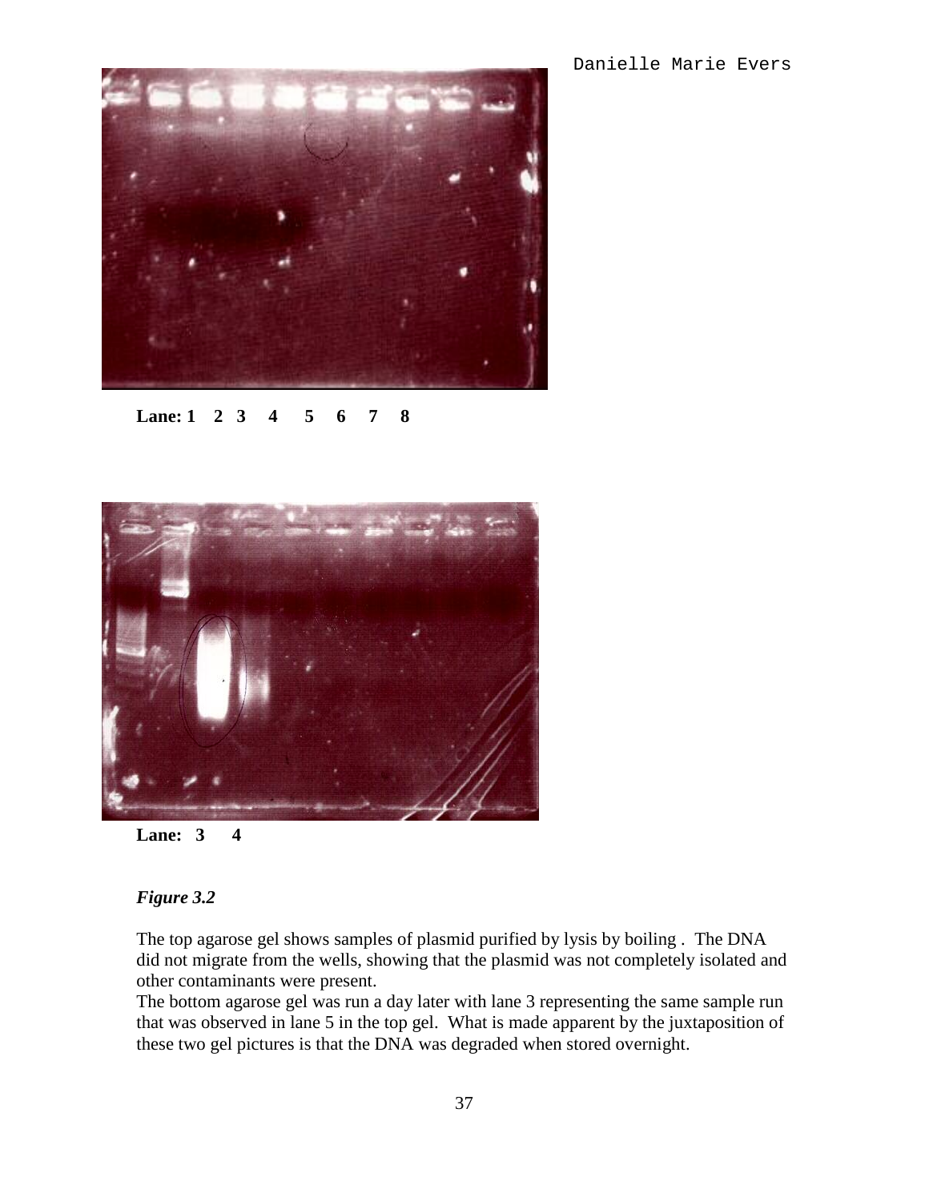Lane: 1 2 3 4 5 6 7 8

Lane: 3 4

***Figure 3.2***

The top agarose gel shows samples of plasmid purified by lysis by boiling . The DNA did not migrate from the wells, showing that the plasmid was not completely isolated and other contaminants were present.

The bottom agarose gel was run a day later with lane 3 representing the same sample run that was observed in lane 5 in the top gel. What is made apparent by the juxtaposition of these two gel pictures is that the DNA was degraded when stored overnight.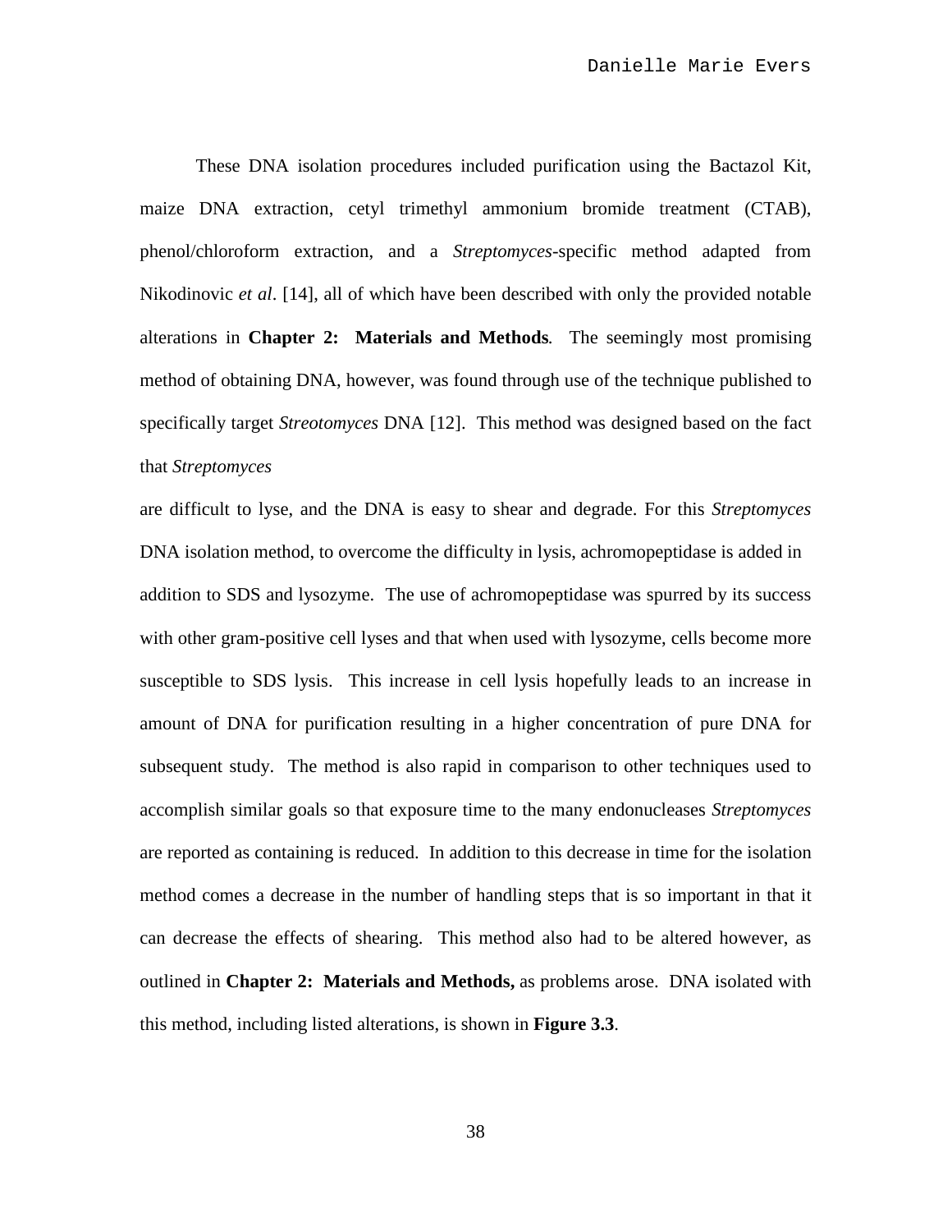These DNA isolation procedures included purification using the Bactazol Kit, maize DNA extraction, cetyl trimethyl ammonium bromide treatment (CTAB), phenol/chloroform extraction, and a *Streptomyces*-specific method adapted from Nikodinovic *et al*. [14], all of which have been described with only the provided notable alterations in **Chapter 2: Materials and Methods***.* The seemingly most promising method of obtaining DNA, however, was found through use of the technique published to specifically target *Streotomyces* DNA [12]. This method was designed based on the fact that *Streptomyces*

are difficult to lyse, and the DNA is easy to shear and degrade. For this *Streptomyces* DNA isolation method, to overcome the difficulty in lysis, achromopeptidase is added in addition to SDS and lysozyme. The use of achromopeptidase was spurred by its success with other gram-positive cell lyses and that when used with lysozyme, cells become more susceptible to SDS lysis. This increase in cell lysis hopefully leads to an increase in amount of DNA for purification resulting in a higher concentration of pure DNA for subsequent study. The method is also rapid in comparison to other techniques used to accomplish similar goals so that exposure time to the many endonucleases *Streptomyces* are reported as containing is reduced. In addition to this decrease in time for the isolation method comes a decrease in the number of handling steps that is so important in that it can decrease the effects of shearing. This method also had to be altered however, as outlined in **Chapter 2: Materials and Methods,** as problems arose. DNA isolated with this method, including listed alterations, is shown in **Figure 3.3**.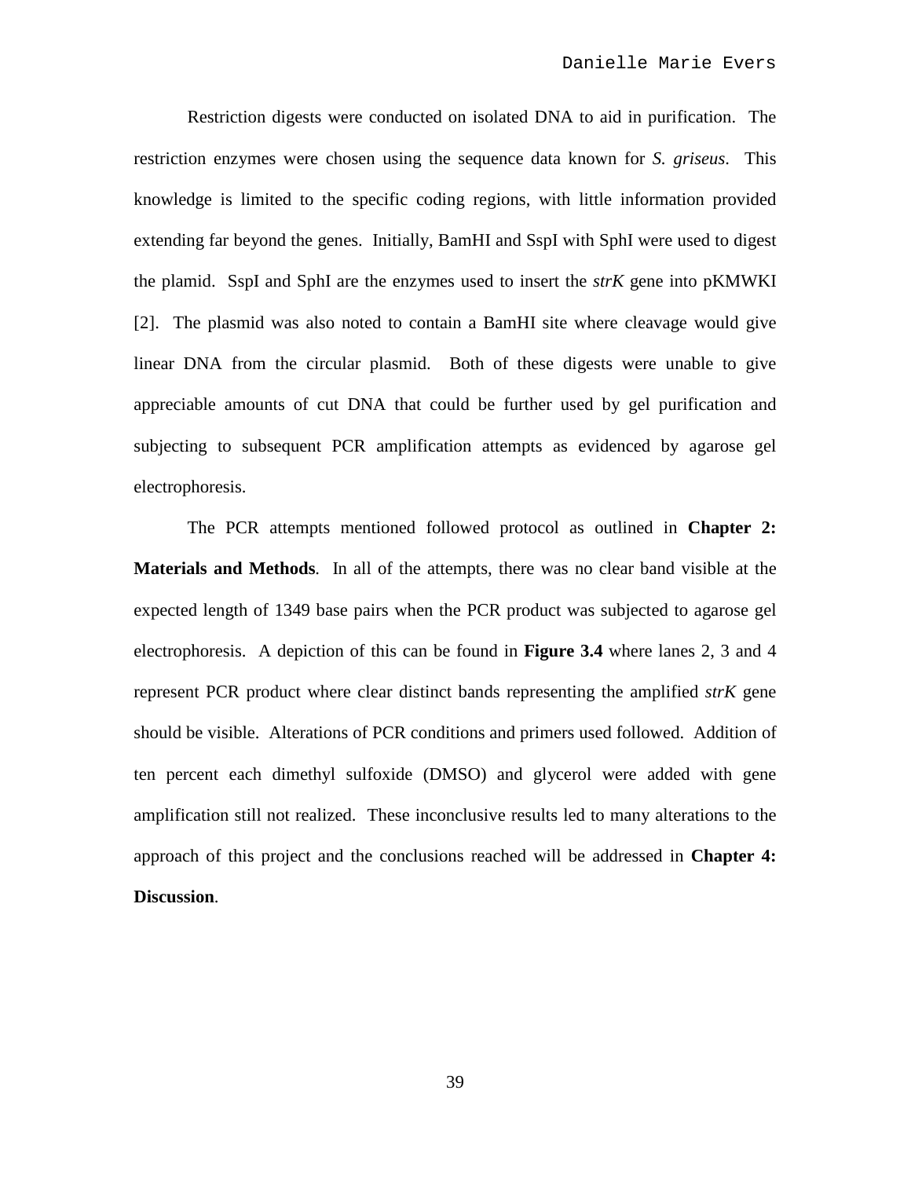Restriction digests were conducted on isolated DNA to aid in purification. The restriction enzymes were chosen using the sequence data known for *S. griseus*. This knowledge is limited to the specific coding regions, with little information provided extending far beyond the genes. Initially, BamHI and SspI with SphI were used to digest the plamid. SspI and SphI are the enzymes used to insert the *strK* gene into pKMWKI [2]. The plasmid was also noted to contain a BamHI site where cleavage would give linear DNA from the circular plasmid. Both of these digests were unable to give appreciable amounts of cut DNA that could be further used by gel purification and subjecting to subsequent PCR amplification attempts as evidenced by agarose gel electrophoresis.

The PCR attempts mentioned followed protocol as outlined in **Chapter 2: Materials and Methods**. In all of the attempts, there was no clear band visible at the expected length of 1349 base pairs when the PCR product was subjected to agarose gel electrophoresis. A depiction of this can be found in **Figure 3.4** where lanes 2, 3 and 4 represent PCR product where clear distinct bands representing the amplified *strK* gene should be visible. Alterations of PCR conditions and primers used followed. Addition of ten percent each dimethyl sulfoxide (DMSO) and glycerol were added with gene amplification still not realized. These inconclusive results led to many alterations to the approach of this project and the conclusions reached will be addressed in **Chapter 4: Discussion**.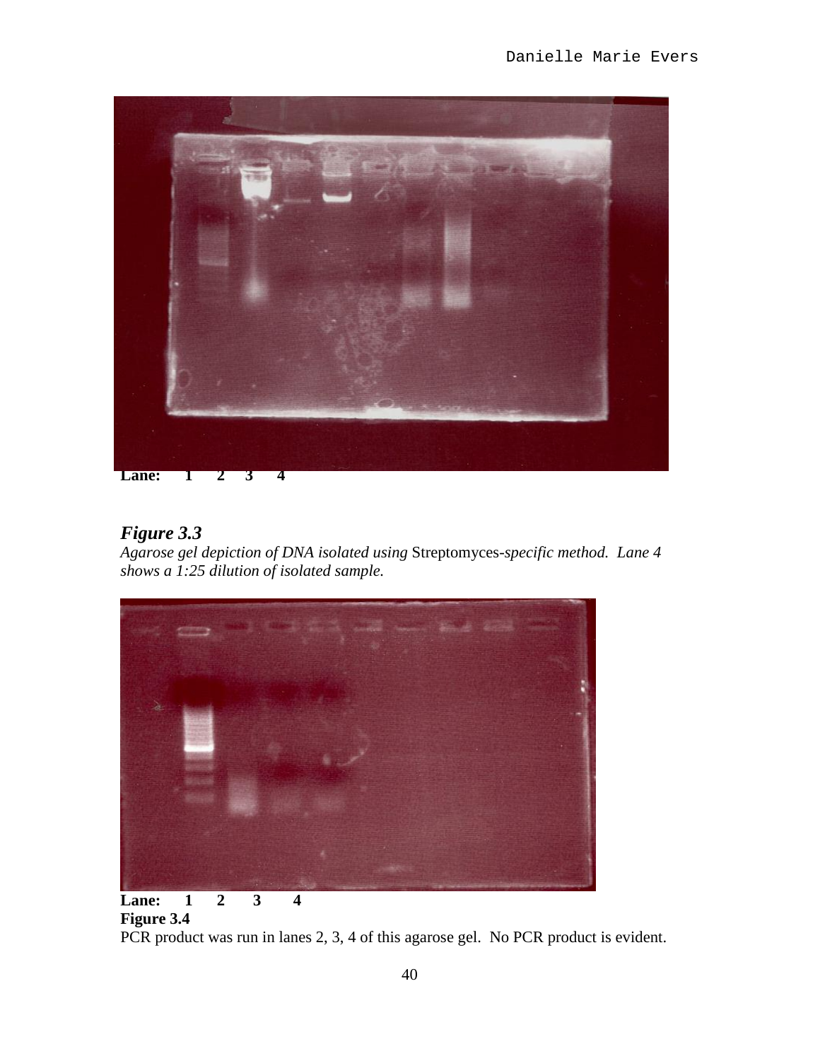Lane: 1 2 3 4

***Figure 3.3***
*Agarose gel depiction of DNA isolated using* Streptomyces-*specific method. Lane 4 shows a 1:25 dilution of isolated sample.*

**Lane: 1 2 3 4**
**Figure 3.4**
PCR product was run in lanes 2, 3, 4 of this agarose gel. No PCR product is evident.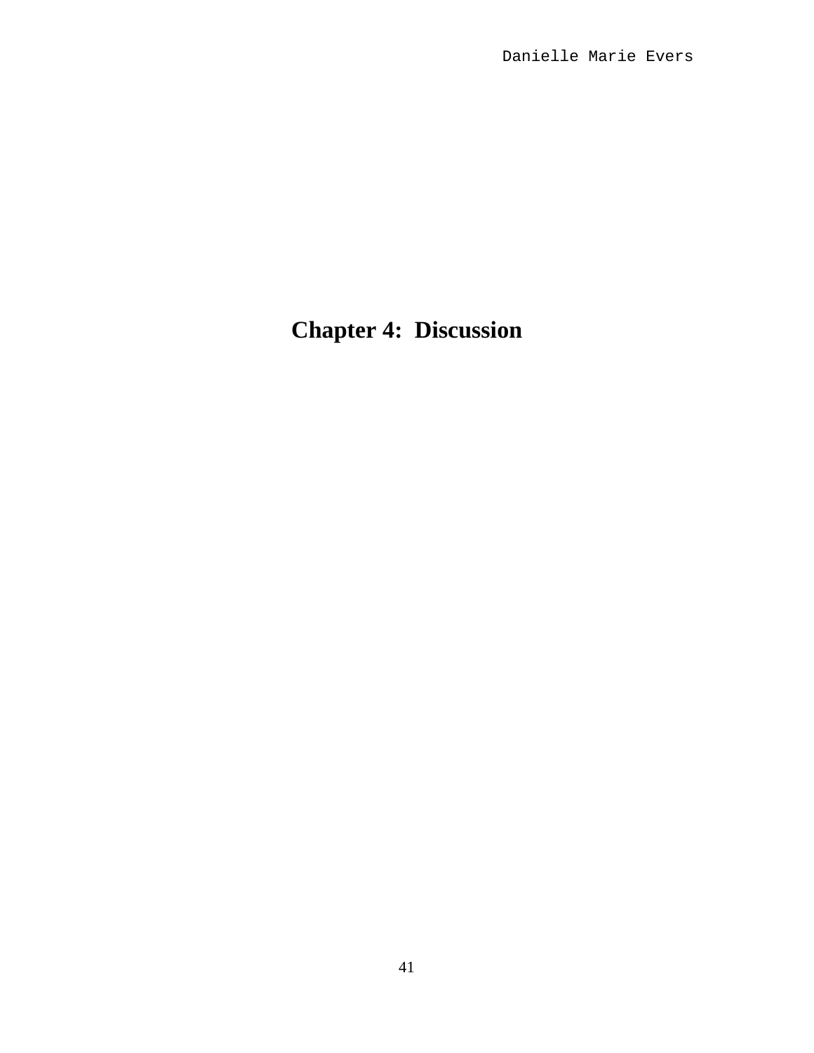# Chapter 4: Discussion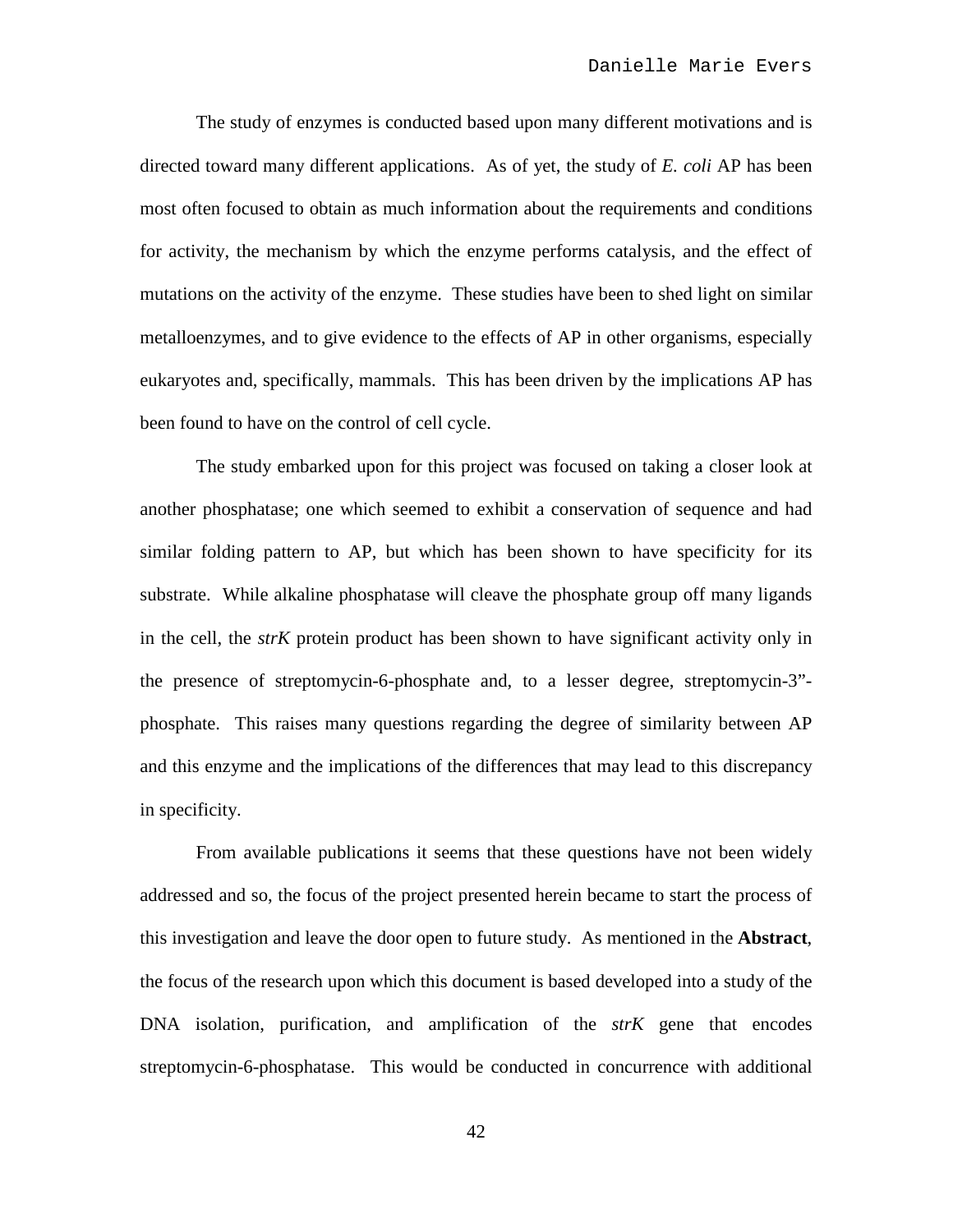The study of enzymes is conducted based upon many different motivations and is directed toward many different applications. As of yet, the study of *E. coli* AP has been most often focused to obtain as much information about the requirements and conditions for activity, the mechanism by which the enzyme performs catalysis, and the effect of mutations on the activity of the enzyme. These studies have been to shed light on similar metalloenzymes, and to give evidence to the effects of AP in other organisms, especially eukaryotes and, specifically, mammals. This has been driven by the implications AP has been found to have on the control of cell cycle.

The study embarked upon for this project was focused on taking a closer look at another phosphatase; one which seemed to exhibit a conservation of sequence and had similar folding pattern to AP, but which has been shown to have specificity for its substrate. While alkaline phosphatase will cleave the phosphate group off many ligands in the cell, the *strK* protein product has been shown to have significant activity only in the presence of streptomycin-6-phosphate and, to a lesser degree, streptomycin-3”-phosphate. This raises many questions regarding the degree of similarity between AP and this enzyme and the implications of the differences that may lead to this discrepancy in specificity.

From available publications it seems that these questions have not been widely addressed and so, the focus of the project presented herein became to start the process of this investigation and leave the door open to future study. As mentioned in the **Abstract**, the focus of the research upon which this document is based developed into a study of the DNA isolation, purification, and amplification of the *strK* gene that encodes streptomycin-6-phosphatase. This would be conducted in concurrence with additional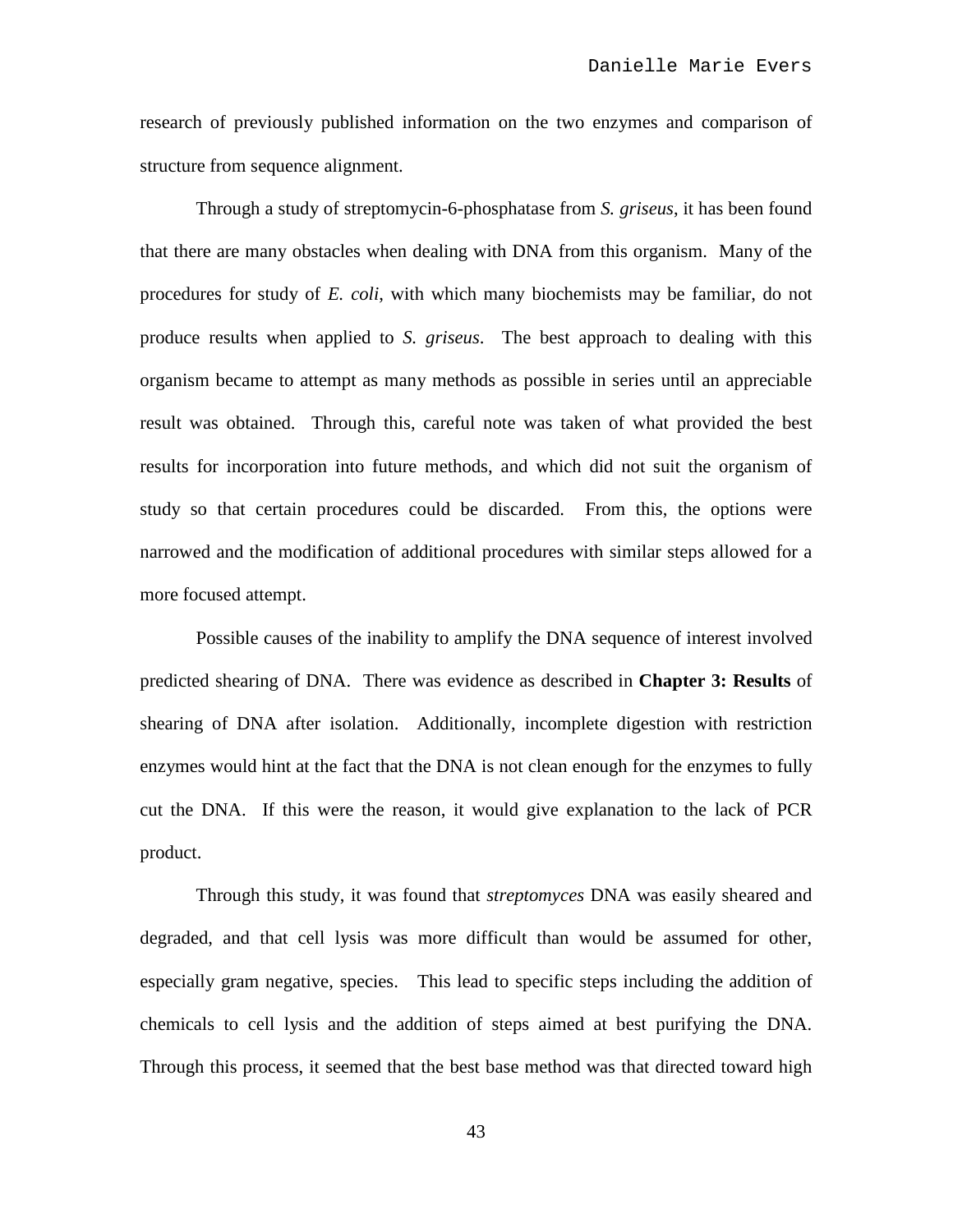research of previously published information on the two enzymes and comparison of structure from sequence alignment.

Through a study of streptomycin-6-phosphatase from *S. griseus*, it has been found that there are many obstacles when dealing with DNA from this organism. Many of the procedures for study of *E. coli*, with which many biochemists may be familiar, do not produce results when applied to *S. griseus*. The best approach to dealing with this organism became to attempt as many methods as possible in series until an appreciable result was obtained. Through this, careful note was taken of what provided the best results for incorporation into future methods, and which did not suit the organism of study so that certain procedures could be discarded. From this, the options were narrowed and the modification of additional procedures with similar steps allowed for a more focused attempt.

Possible causes of the inability to amplify the DNA sequence of interest involved predicted shearing of DNA. There was evidence as described in **Chapter 3: Results** of shearing of DNA after isolation. Additionally, incomplete digestion with restriction enzymes would hint at the fact that the DNA is not clean enough for the enzymes to fully cut the DNA. If this were the reason, it would give explanation to the lack of PCR product.

Through this study, it was found that *streptomyces* DNA was easily sheared and degraded, and that cell lysis was more difficult than would be assumed for other, especially gram negative, species. This lead to specific steps including the addition of chemicals to cell lysis and the addition of steps aimed at best purifying the DNA. Through this process, it seemed that the best base method was that directed toward high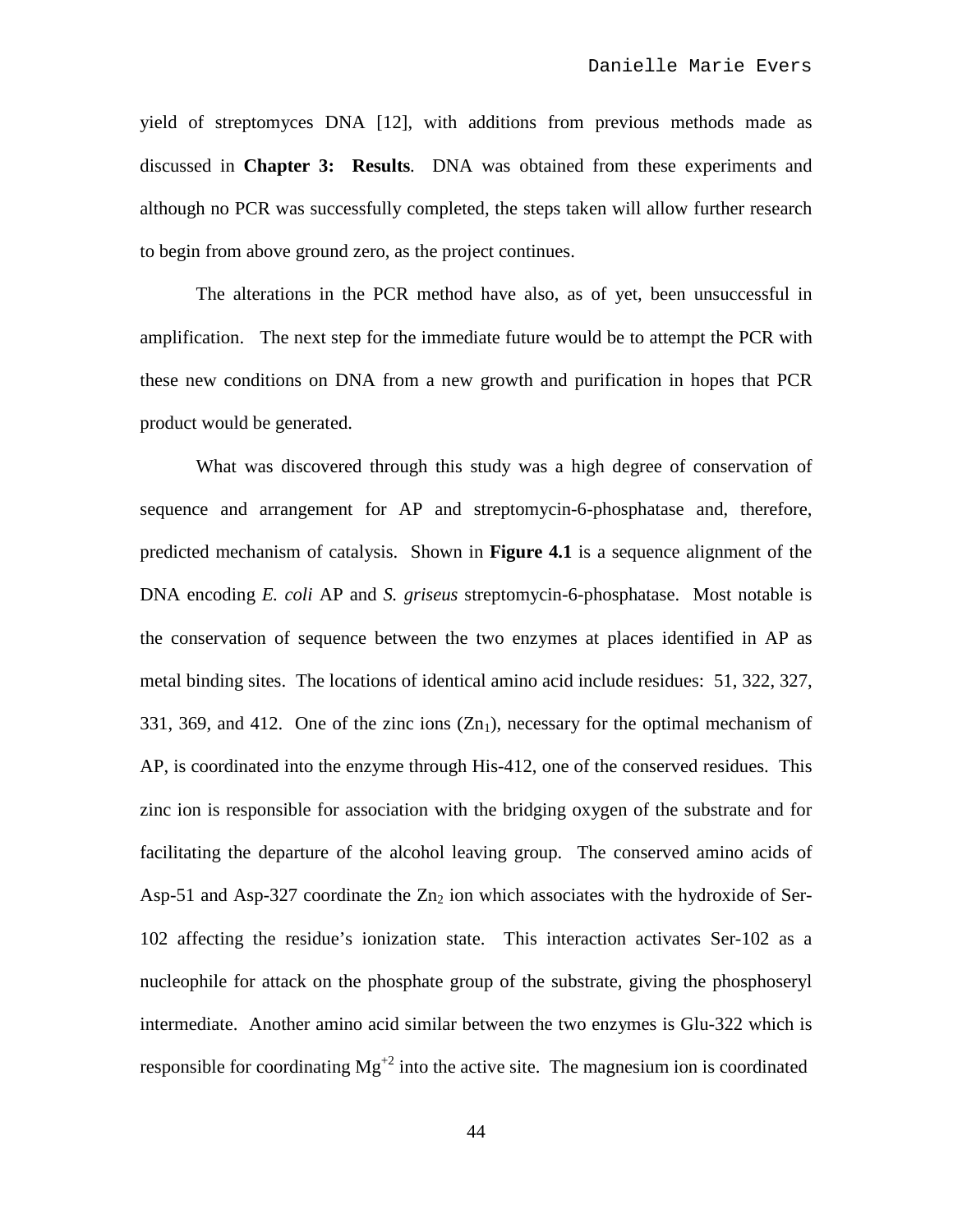yield of streptomyces DNA [12], with additions from previous methods made as discussed in **Chapter 3: Results**. DNA was obtained from these experiments and although no PCR was successfully completed, the steps taken will allow further research to begin from above ground zero, as the project continues.

The alterations in the PCR method have also, as of yet, been unsuccessful in amplification. The next step for the immediate future would be to attempt the PCR with these new conditions on DNA from a new growth and purification in hopes that PCR product would be generated.

What was discovered through this study was a high degree of conservation of sequence and arrangement for AP and streptomycin-6-phosphatase and, therefore, predicted mechanism of catalysis. Shown in **Figure 4.1** is a sequence alignment of the DNA encoding *E. coli* AP and *S. griseus* streptomycin-6-phosphatase. Most notable is the conservation of sequence between the two enzymes at places identified in AP as metal binding sites. The locations of identical amino acid include residues: 51, 322, 327, 331, 369, and 412. One of the zinc ions ($Zn_1$), necessary for the optimal mechanism of AP, is coordinated into the enzyme through His-412, one of the conserved residues. This zinc ion is responsible for association with the bridging oxygen of the substrate and for facilitating the departure of the alcohol leaving group. The conserved amino acids of Asp-51 and Asp-327 coordinate the $Zn_2$ ion which associates with the hydroxide of Ser-102 affecting the residue's ionization state. This interaction activates Ser-102 as a nucleophile for attack on the phosphate group of the substrate, giving the phosphoseryl intermediate. Another amino acid similar between the two enzymes is Glu-322 which is responsible for coordinating $Mg^{+2}$ into the active site. The magnesium ion is coordinated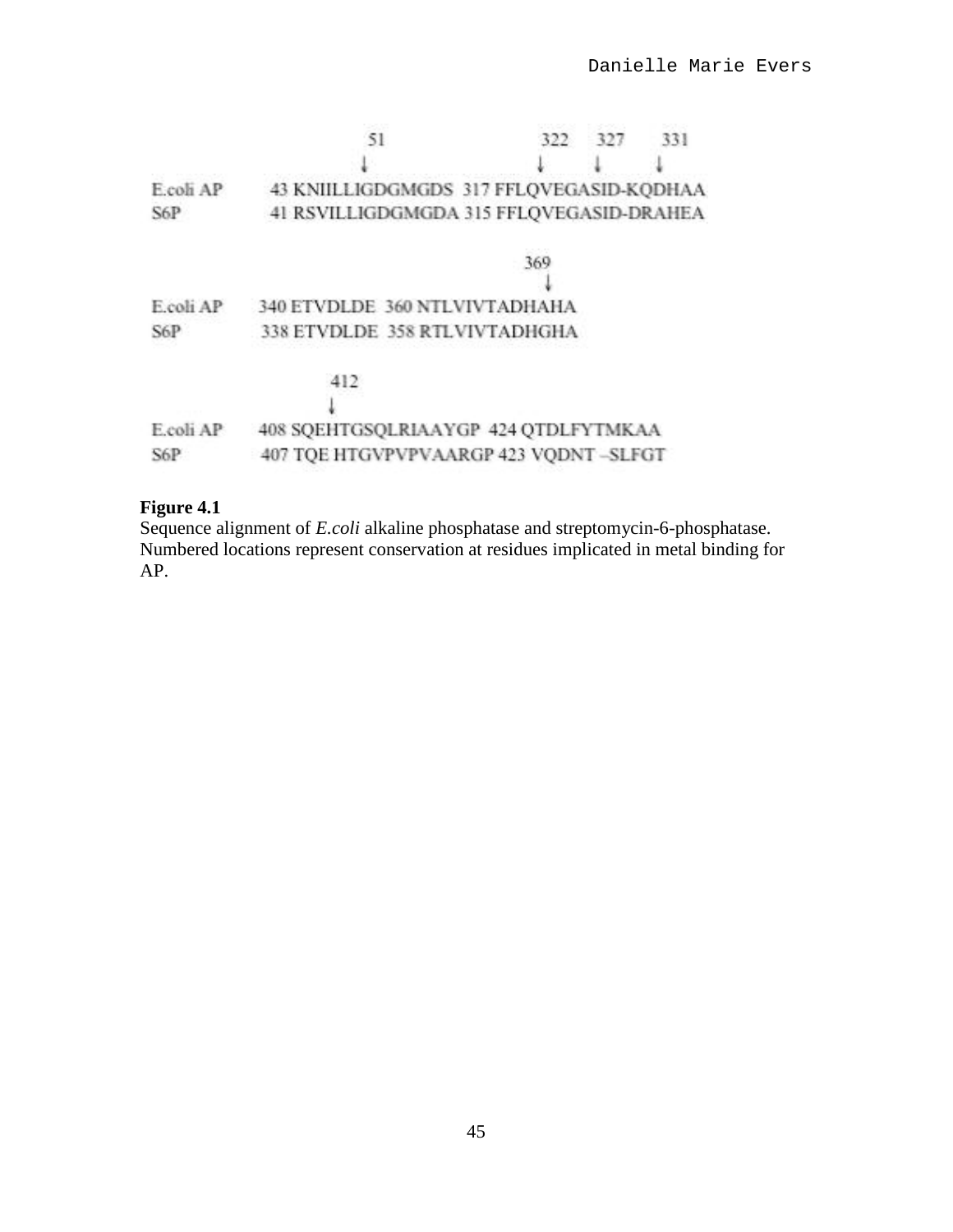```
                   51                    322   327    331
                   ↓                     ↓     ↓      ↓
E.coli AP   43 KNIILLIGDGMGDS  317 FFLQVEGASID-KQDHAA
S6P         41 RSVILLIGDGMGDA  315 FFLQVEGASID-DRAHEA

                                    369
                                    ↓
E.coli AP   340 ETVDLDE  360 NTLVIVTADHAHA
S6P         338 ETVDLDE  358 RTLVIVTADHGHA

                412
                ↓
E.coli AP   408 SQEHTGSQLRIAAYGP  424 QTDLFYTMKAA
S6P         407 TQE HTGVPVPVAARGP 423 VQDNT –SLFGT
```

**Figure 4.1**
Sequence alignment of *E.coli* alkaline phosphatase and streptomycin-6-phosphatase. Numbered locations represent conservation at residues implicated in metal binding for AP.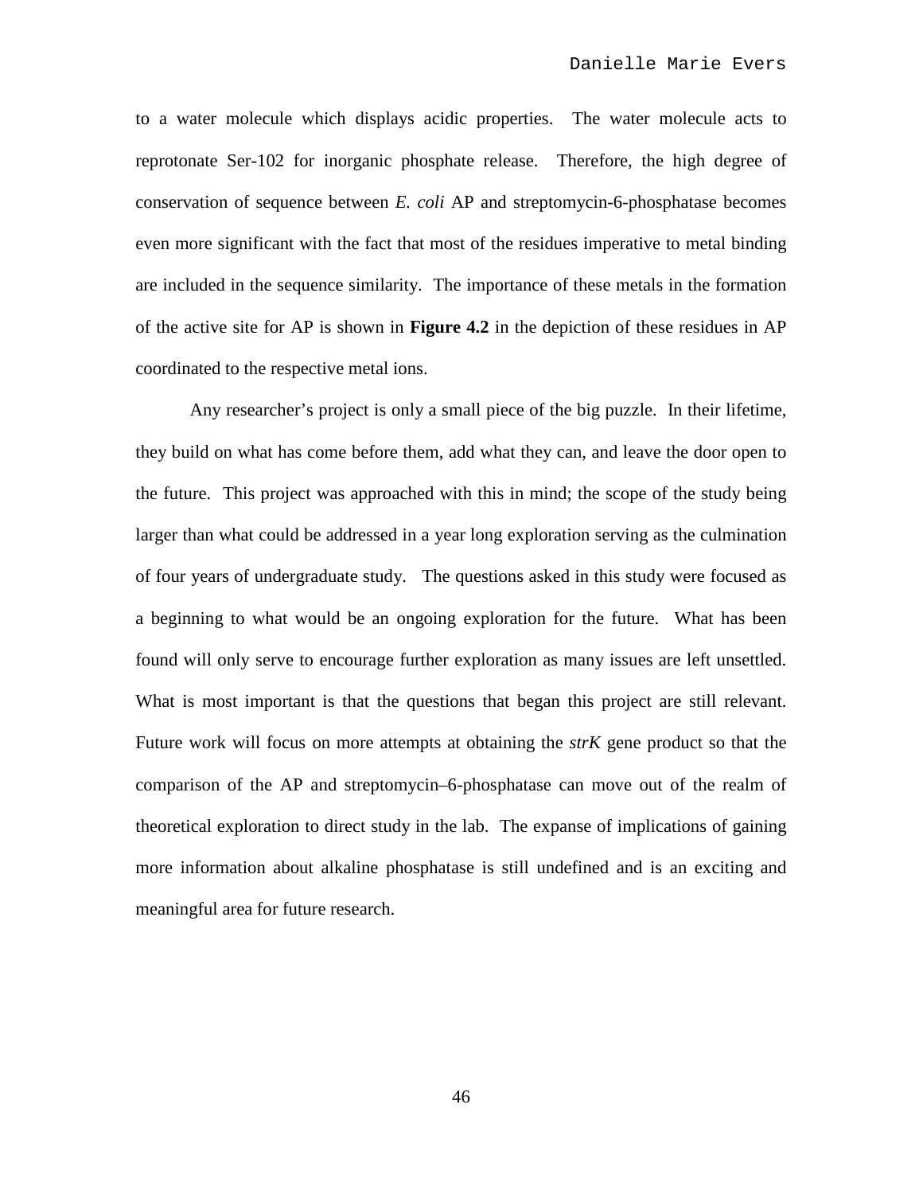to a water molecule which displays acidic properties. The water molecule acts to reprotonate Ser-102 for inorganic phosphate release. Therefore, the high degree of conservation of sequence between *E. coli* AP and streptomycin-6-phosphatase becomes even more significant with the fact that most of the residues imperative to metal binding are included in the sequence similarity. The importance of these metals in the formation of the active site for AP is shown in **Figure 4.2** in the depiction of these residues in AP coordinated to the respective metal ions.

Any researcher's project is only a small piece of the big puzzle. In their lifetime, they build on what has come before them, add what they can, and leave the door open to the future. This project was approached with this in mind; the scope of the study being larger than what could be addressed in a year long exploration serving as the culmination of four years of undergraduate study. The questions asked in this study were focused as a beginning to what would be an ongoing exploration for the future. What has been found will only serve to encourage further exploration as many issues are left unsettled. What is most important is that the questions that began this project are still relevant. Future work will focus on more attempts at obtaining the *strK* gene product so that the comparison of the AP and streptomycin–6-phosphatase can move out of the realm of theoretical exploration to direct study in the lab. The expanse of implications of gaining more information about alkaline phosphatase is still undefined and is an exciting and meaningful area for future research.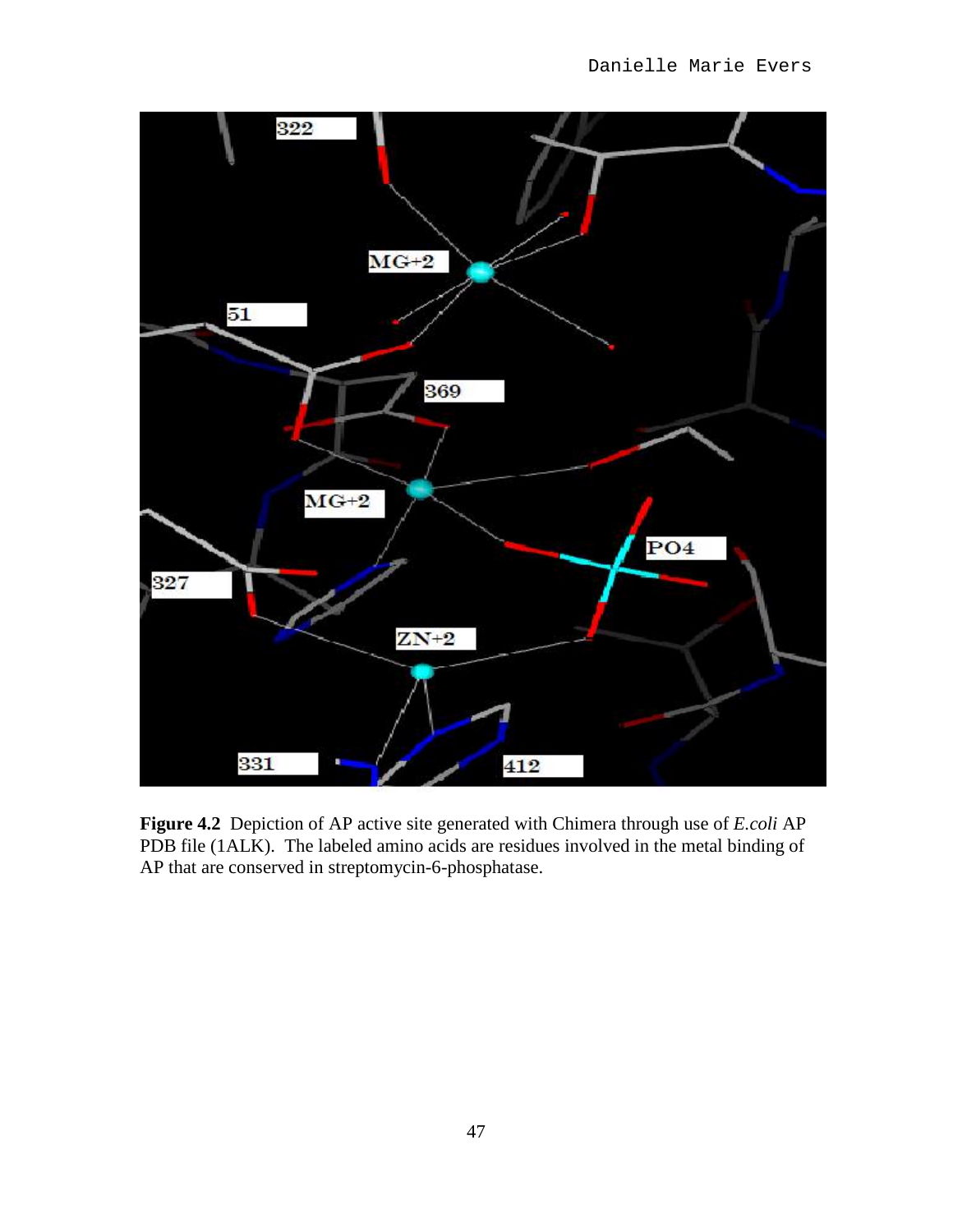**Figure 4.2** Depiction of AP active site generated with Chimera through use of *E.coli* AP PDB file (1ALK). The labeled amino acids are residues involved in the metal binding of AP that are conserved in streptomycin-6-phosphatase.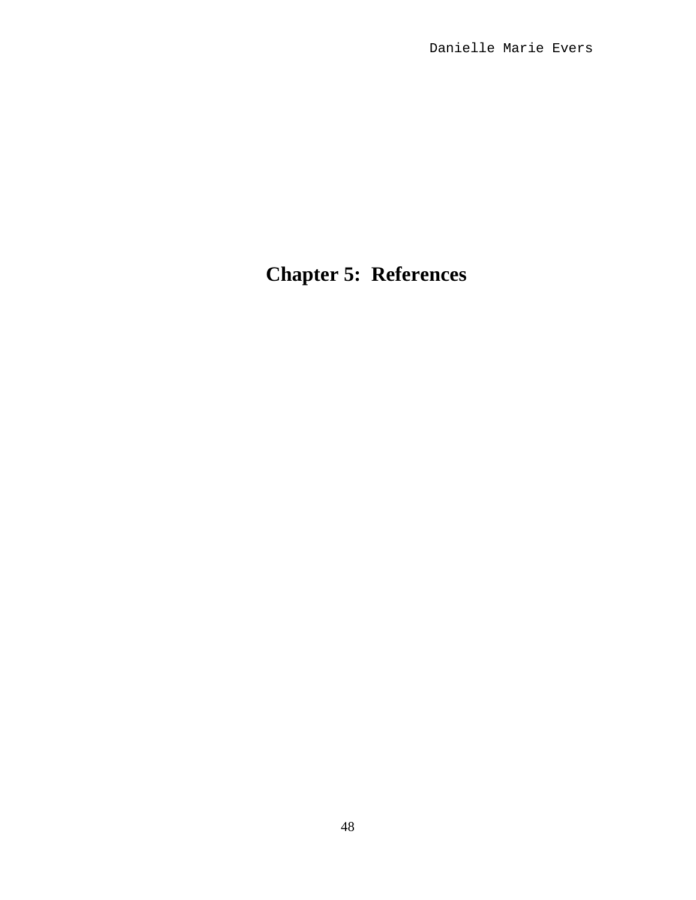# Chapter 5: References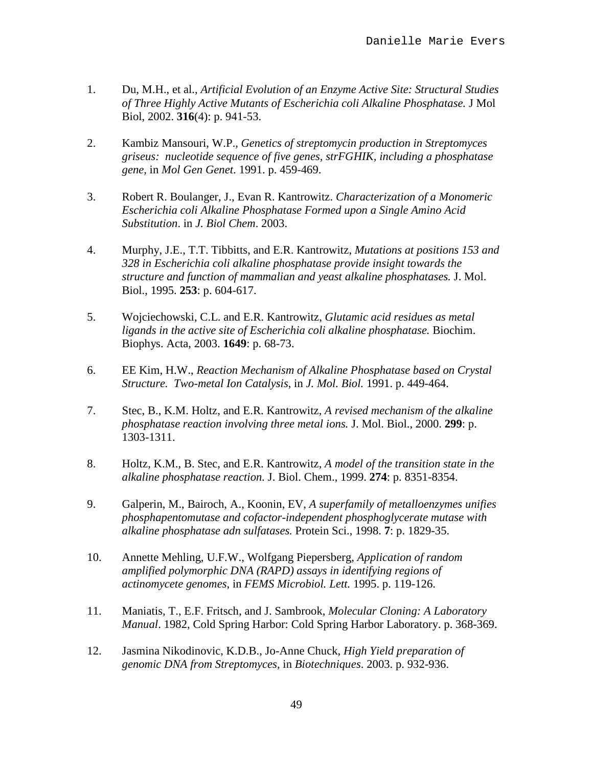1. Du, M.H., et al., *Artificial Evolution of an Enzyme Active Site: Structural Studies of Three Highly Active Mutants of Escherichia coli Alkaline Phosphatase.* J Mol Biol, 2002. **316**(4): p. 941-53.

2. Kambiz Mansouri, W.P., *Genetics of streptomycin production in Streptomyces griseus: nucleotide sequence of five genes, strFGHIK, including a phosphatase gene*, in *Mol Gen Genet*. 1991. p. 459-469.

3. Robert R. Boulanger, J., Evan R. Kantrowitz. *Characterization of a Monomeric Escherichia coli Alkaline Phosphatase Formed upon a Single Amino Acid Substitution*. in *J. Biol Chem*. 2003.

4. Murphy, J.E., T.T. Tibbitts, and E.R. Kantrowitz, *Mutations at positions 153 and 328 in Escherichia coli alkaline phosphatase provide insight towards the structure and function of mammalian and yeast alkaline phosphatases.* J. Mol. Biol., 1995. **253**: p. 604-617.

5. Wojciechowski, C.L. and E.R. Kantrowitz, *Glutamic acid residues as metal ligands in the active site of Escherichia coli alkaline phosphatase.* Biochim. Biophys. Acta, 2003. **1649**: p. 68-73.

6. EE Kim, H.W., *Reaction Mechanism of Alkaline Phosphatase based on Crystal Structure. Two-metal Ion Catalysis*, in *J. Mol. Biol.* 1991. p. 449-464.

7. Stec, B., K.M. Holtz, and E.R. Kantrowitz, *A revised mechanism of the alkaline phosphatase reaction involving three metal ions.* J. Mol. Biol., 2000. **299**: p. 1303-1311.

8. Holtz, K.M., B. Stec, and E.R. Kantrowitz, *A model of the transition state in the alkaline phosphatase reaction.* J. Biol. Chem., 1999. **274**: p. 8351-8354.

9. Galperin, M., Bairoch, A., Koonin, EV, *A superfamily of metalloenzymes unifies phosphapentomutase and cofactor-independent phosphoglycerate mutase with alkaline phosphatase adn sulfatases.* Protein Sci., 1998. **7**: p. 1829-35.

10. Annette Mehling, U.F.W., Wolfgang Piepersberg, *Application of random amplified polymorphic DNA (RAPD) assays in identifying regions of actinomycete genomes*, in *FEMS Microbiol. Lett.* 1995. p. 119-126.

11. Maniatis, T., E.F. Fritsch, and J. Sambrook, *Molecular Cloning: A Laboratory Manual*. 1982, Cold Spring Harbor: Cold Spring Harbor Laboratory. p. 368-369.

12. Jasmina Nikodinovic, K.D.B., Jo-Anne Chuck, *High Yield preparation of genomic DNA from Streptomyces*, in *Biotechniques*. 2003. p. 932-936.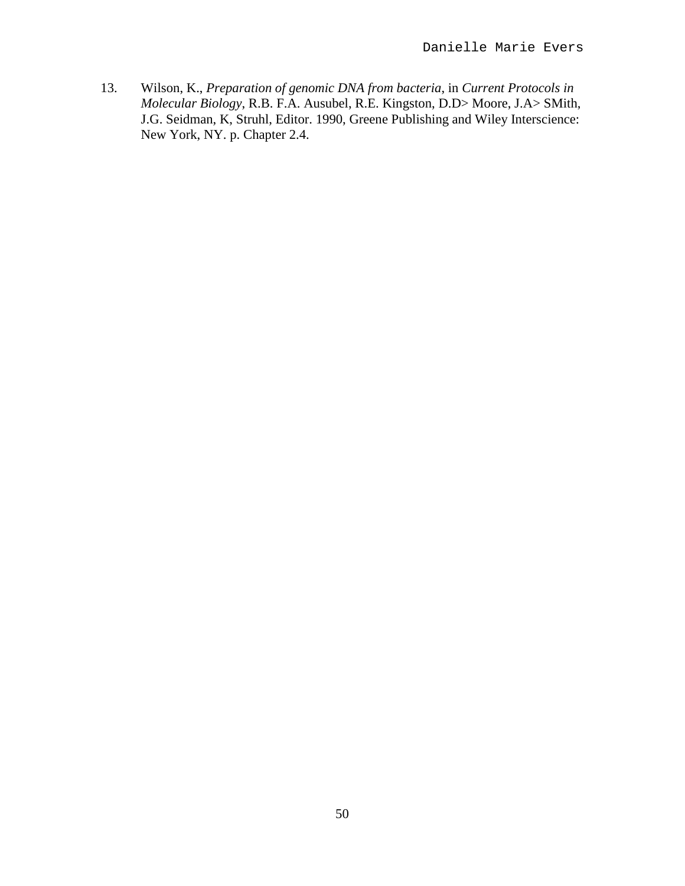13. Wilson, K., *Preparation of genomic DNA from bacteria*, in *Current Protocols in Molecular Biology*, R.B. F.A. Ausubel, R.E. Kingston, D.D> Moore, J.A> SMith, J.G. Seidman, K, Struhl, Editor. 1990, Greene Publishing and Wiley Interscience: New York, NY. p. Chapter 2.4.